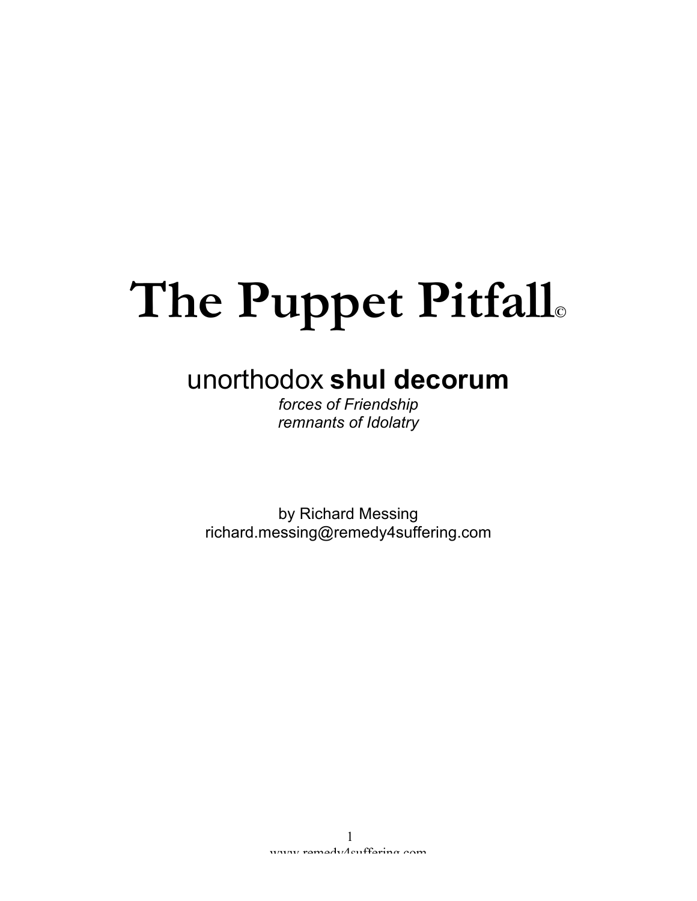# The Puppet Pitfall©

## unorthodox **shul decorum**

*forces of Friendship*
*remnants of Idolatry*

by Richard Messing
richard.messing@remedy4suffering.com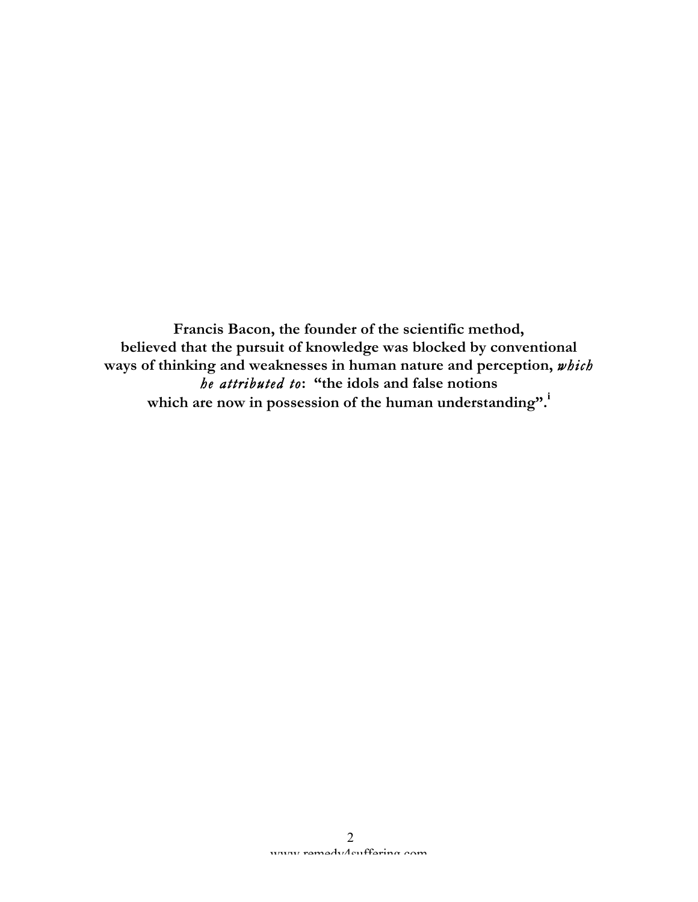**Francis Bacon, the founder of the scientific method, believed that the pursuit of knowledge was blocked by conventional ways of thinking and weaknesses in human nature and perception, *which he attributed to*: "the idols and false notions which are now in possession of the human understanding".[i]**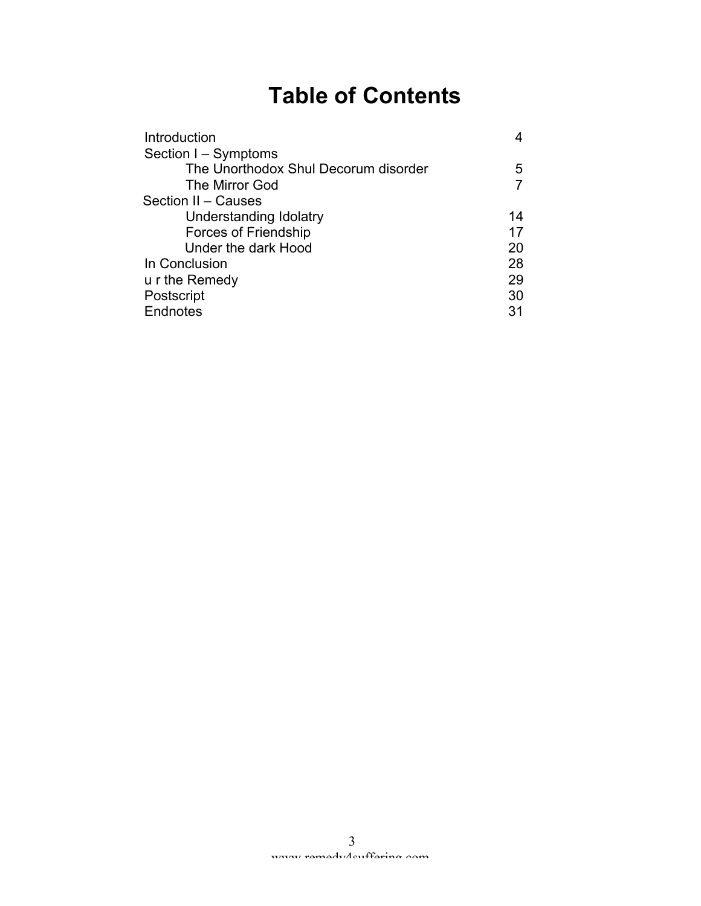# Table of Contents

| | |
|---|---|
| Introduction | 4 |
| Section I – Symptoms | |
| The Unorthodox Shul Decorum disorder | 5 |
| The Mirror God | 7 |
| Section II – Causes | |
| Understanding Idolatry | 14 |
| Forces of Friendship | 17 |
| Under the dark Hood | 20 |
| In Conclusion | 28 |
| u r the Remedy | 29 |
| Postscript | 30 |
| Endnotes | 31 |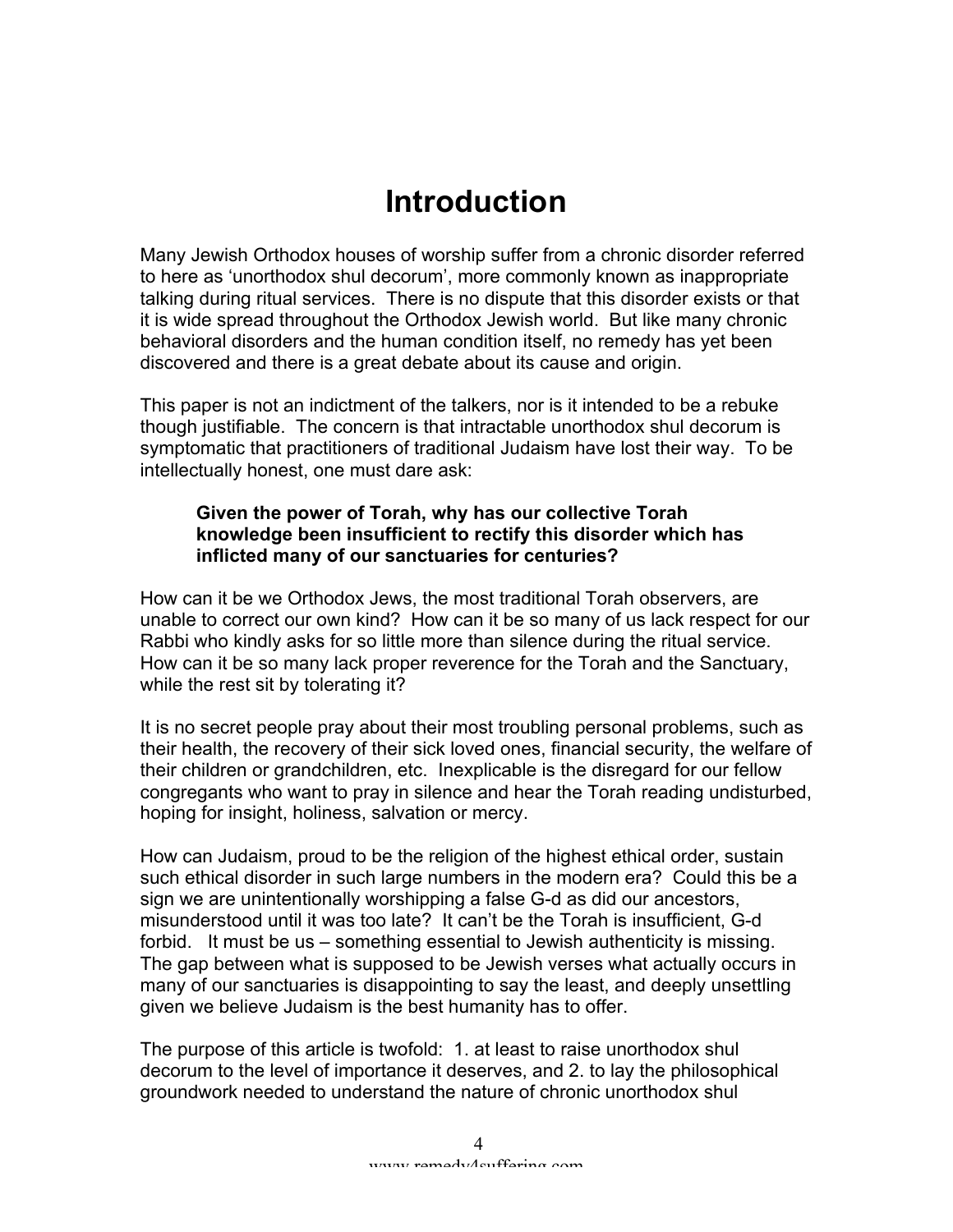# Introduction

Many Jewish Orthodox houses of worship suffer from a chronic disorder referred to here as 'unorthodox shul decorum', more commonly known as inappropriate talking during ritual services. There is no dispute that this disorder exists or that it is wide spread throughout the Orthodox Jewish world. But like many chronic behavioral disorders and the human condition itself, no remedy has yet been discovered and there is a great debate about its cause and origin.

This paper is not an indictment of the talkers, nor is it intended to be a rebuke though justifiable. The concern is that intractable unorthodox shul decorum is symptomatic that practitioners of traditional Judaism have lost their way. To be intellectually honest, one must dare ask:

> **Given the power of Torah, why has our collective Torah knowledge been insufficient to rectify this disorder which has inflicted many of our sanctuaries for centuries?**

How can it be we Orthodox Jews, the most traditional Torah observers, are unable to correct our own kind? How can it be so many of us lack respect for our Rabbi who kindly asks for so little more than silence during the ritual service. How can it be so many lack proper reverence for the Torah and the Sanctuary, while the rest sit by tolerating it?

It is no secret people pray about their most troubling personal problems, such as their health, the recovery of their sick loved ones, financial security, the welfare of their children or grandchildren, etc. Inexplicable is the disregard for our fellow congregants who want to pray in silence and hear the Torah reading undisturbed, hoping for insight, holiness, salvation or mercy.

How can Judaism, proud to be the religion of the highest ethical order, sustain such ethical disorder in such large numbers in the modern era? Could this be a sign we are unintentionally worshipping a false G-d as did our ancestors, misunderstood until it was too late? It can't be the Torah is insufficient, G-d forbid. It must be us – something essential to Jewish authenticity is missing. The gap between what is supposed to be Jewish verses what actually occurs in many of our sanctuaries is disappointing to say the least, and deeply unsettling given we believe Judaism is the best humanity has to offer.

The purpose of this article is twofold: 1. at least to raise unorthodox shul decorum to the level of importance it deserves, and 2. to lay the philosophical groundwork needed to understand the nature of chronic unorthodox shul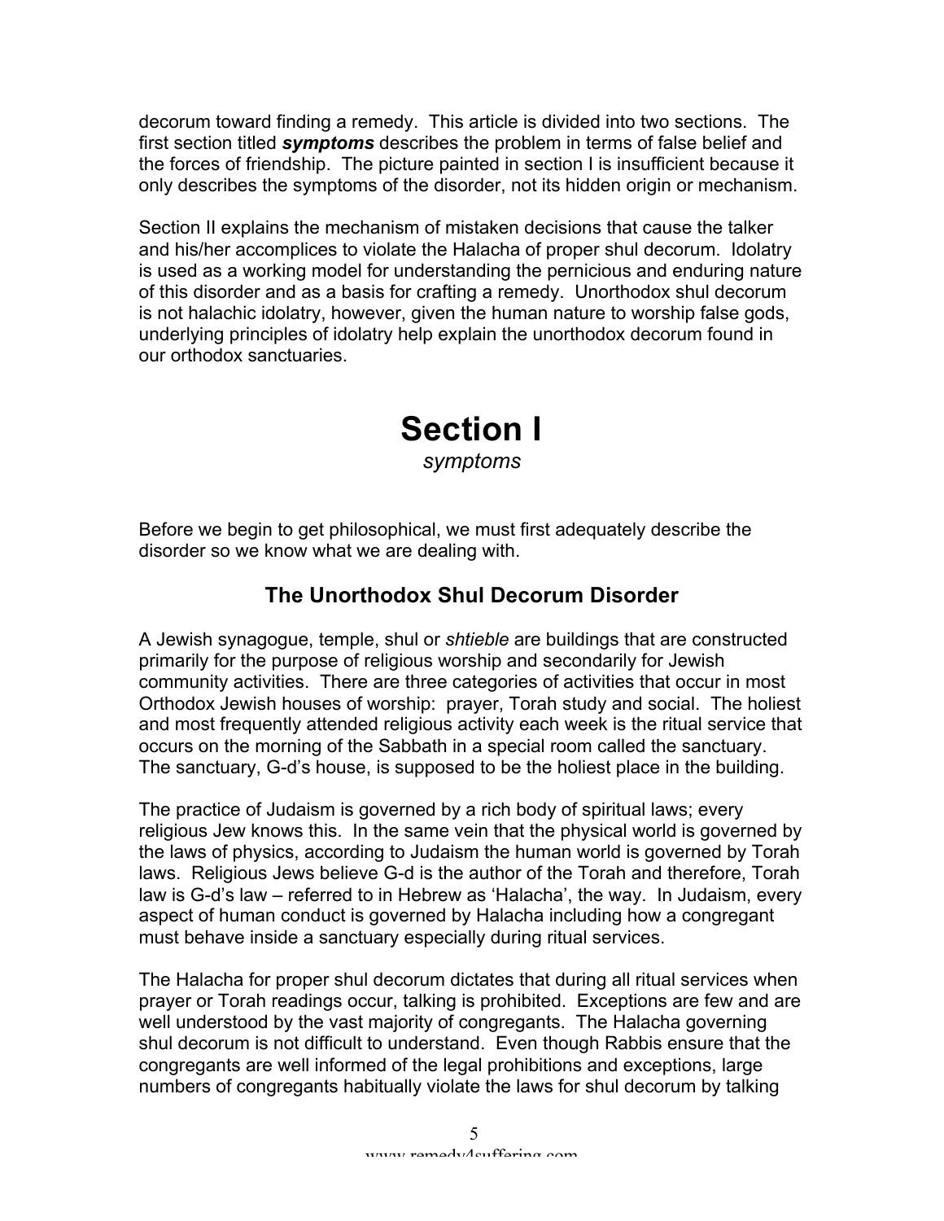decorum toward finding a remedy. This article is divided into two sections. The first section titled ***symptoms*** describes the problem in terms of false belief and the forces of friendship. The picture painted in section I is insufficient because it only describes the symptoms of the disorder, not its hidden origin or mechanism.

Section II explains the mechanism of mistaken decisions that cause the talker and his/her accomplices to violate the Halacha of proper shul decorum. Idolatry is used as a working model for understanding the pernicious and enduring nature of this disorder and as a basis for crafting a remedy. Unorthodox shul decorum is not halachic idolatry, however, given the human nature to worship false gods, underlying principles of idolatry help explain the unorthodox decorum found in our orthodox sanctuaries.

# Section I

*symptoms*

Before we begin to get philosophical, we must first adequately describe the disorder so we know what we are dealing with.

## The Unorthodox Shul Decorum Disorder

A Jewish synagogue, temple, shul or *shtieble* are buildings that are constructed primarily for the purpose of religious worship and secondarily for Jewish community activities. There are three categories of activities that occur in most Orthodox Jewish houses of worship: prayer, Torah study and social. The holiest and most frequently attended religious activity each week is the ritual service that occurs on the morning of the Sabbath in a special room called the sanctuary. The sanctuary, G-d's house, is supposed to be the holiest place in the building.

The practice of Judaism is governed by a rich body of spiritual laws; every religious Jew knows this. In the same vein that the physical world is governed by the laws of physics, according to Judaism the human world is governed by Torah laws. Religious Jews believe G-d is the author of the Torah and therefore, Torah law is G-d's law – referred to in Hebrew as 'Halacha', the way. In Judaism, every aspect of human conduct is governed by Halacha including how a congregant must behave inside a sanctuary especially during ritual services.

The Halacha for proper shul decorum dictates that during all ritual services when prayer or Torah readings occur, talking is prohibited. Exceptions are few and are well understood by the vast majority of congregants. The Halacha governing shul decorum is not difficult to understand. Even though Rabbis ensure that the congregants are well informed of the legal prohibitions and exceptions, large numbers of congregants habitually violate the laws for shul decorum by talking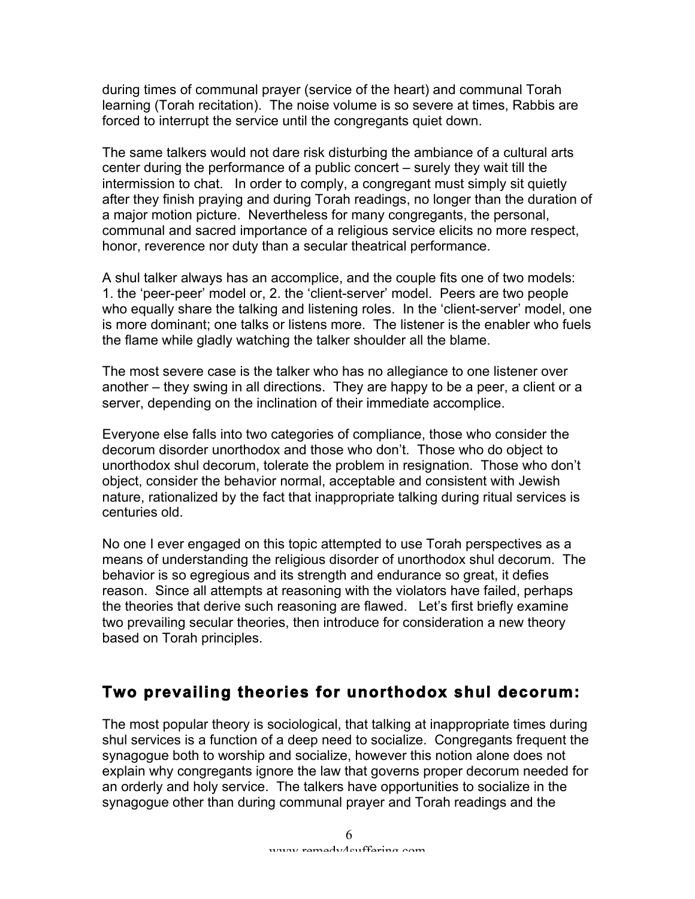during times of communal prayer (service of the heart) and communal Torah learning (Torah recitation). The noise volume is so severe at times, Rabbis are forced to interrupt the service until the congregants quiet down.

The same talkers would not dare risk disturbing the ambiance of a cultural arts center during the performance of a public concert – surely they wait till the intermission to chat. In order to comply, a congregant must simply sit quietly after they finish praying and during Torah readings, no longer than the duration of a major motion picture. Nevertheless for many congregants, the personal, communal and sacred importance of a religious service elicits no more respect, honor, reverence nor duty than a secular theatrical performance.

A shul talker always has an accomplice, and the couple fits one of two models:
1. the 'peer-peer' model or, 2. the 'client-server' model. Peers are two people who equally share the talking and listening roles. In the 'client-server' model, one is more dominant; one talks or listens more. The listener is the enabler who fuels the flame while gladly watching the talker shoulder all the blame.

The most severe case is the talker who has no allegiance to one listener over another – they swing in all directions. They are happy to be a peer, a client or a server, depending on the inclination of their immediate accomplice.

Everyone else falls into two categories of compliance, those who consider the decorum disorder unorthodox and those who don't. Those who do object to unorthodox shul decorum, tolerate the problem in resignation. Those who don't object, consider the behavior normal, acceptable and consistent with Jewish nature, rationalized by the fact that inappropriate talking during ritual services is centuries old.

No one I ever engaged on this topic attempted to use Torah perspectives as a means of understanding the religious disorder of unorthodox shul decorum. The behavior is so egregious and its strength and endurance so great, it defies reason. Since all attempts at reasoning with the violators have failed, perhaps the theories that derive such reasoning are flawed. Let's first briefly examine two prevailing secular theories, then introduce for consideration a new theory based on Torah principles.

## Two prevailing theories for unorthodox shul decorum:

The most popular theory is sociological, that talking at inappropriate times during shul services is a function of a deep need to socialize. Congregants frequent the synagogue both to worship and socialize, however this notion alone does not explain why congregants ignore the law that governs proper decorum needed for an orderly and holy service. The talkers have opportunities to socialize in the synagogue other than during communal prayer and Torah readings and the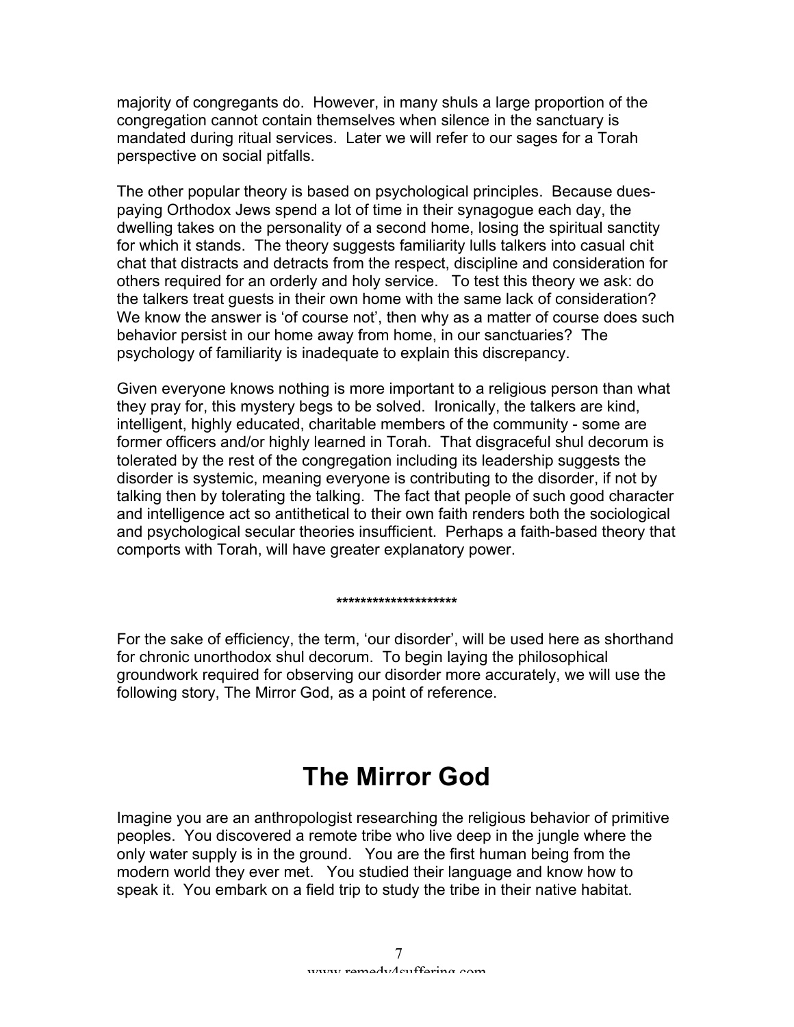majority of congregants do. However, in many shuls a large proportion of the congregation cannot contain themselves when silence in the sanctuary is mandated during ritual services. Later we will refer to our sages for a Torah perspective on social pitfalls.

The other popular theory is based on psychological principles. Because dues-paying Orthodox Jews spend a lot of time in their synagogue each day, the dwelling takes on the personality of a second home, losing the spiritual sanctity for which it stands. The theory suggests familiarity lulls talkers into casual chit chat that distracts and detracts from the respect, discipline and consideration for others required for an orderly and holy service. To test this theory we ask: do the talkers treat guests in their own home with the same lack of consideration? We know the answer is 'of course not', then why as a matter of course does such behavior persist in our home away from home, in our sanctuaries? The psychology of familiarity is inadequate to explain this discrepancy.

Given everyone knows nothing is more important to a religious person than what they pray for, this mystery begs to be solved. Ironically, the talkers are kind, intelligent, highly educated, charitable members of the community - some are former officers and/or highly learned in Torah. That disgraceful shul decorum is tolerated by the rest of the congregation including its leadership suggests the disorder is systemic, meaning everyone is contributing to the disorder, if not by talking then by tolerating the talking. The fact that people of such good character and intelligence act so antithetical to their own faith renders both the sociological and psychological secular theories insufficient. Perhaps a faith-based theory that comports with Torah, will have greater explanatory power.

********************

For the sake of efficiency, the term, 'our disorder', will be used here as shorthand for chronic unorthodox shul decorum. To begin laying the philosophical groundwork required for observing our disorder more accurately, we will use the following story, The Mirror God, as a point of reference.

# The Mirror God

Imagine you are an anthropologist researching the religious behavior of primitive peoples. You discovered a remote tribe who live deep in the jungle where the only water supply is in the ground. You are the first human being from the modern world they ever met. You studied their language and know how to speak it. You embark on a field trip to study the tribe in their native habitat.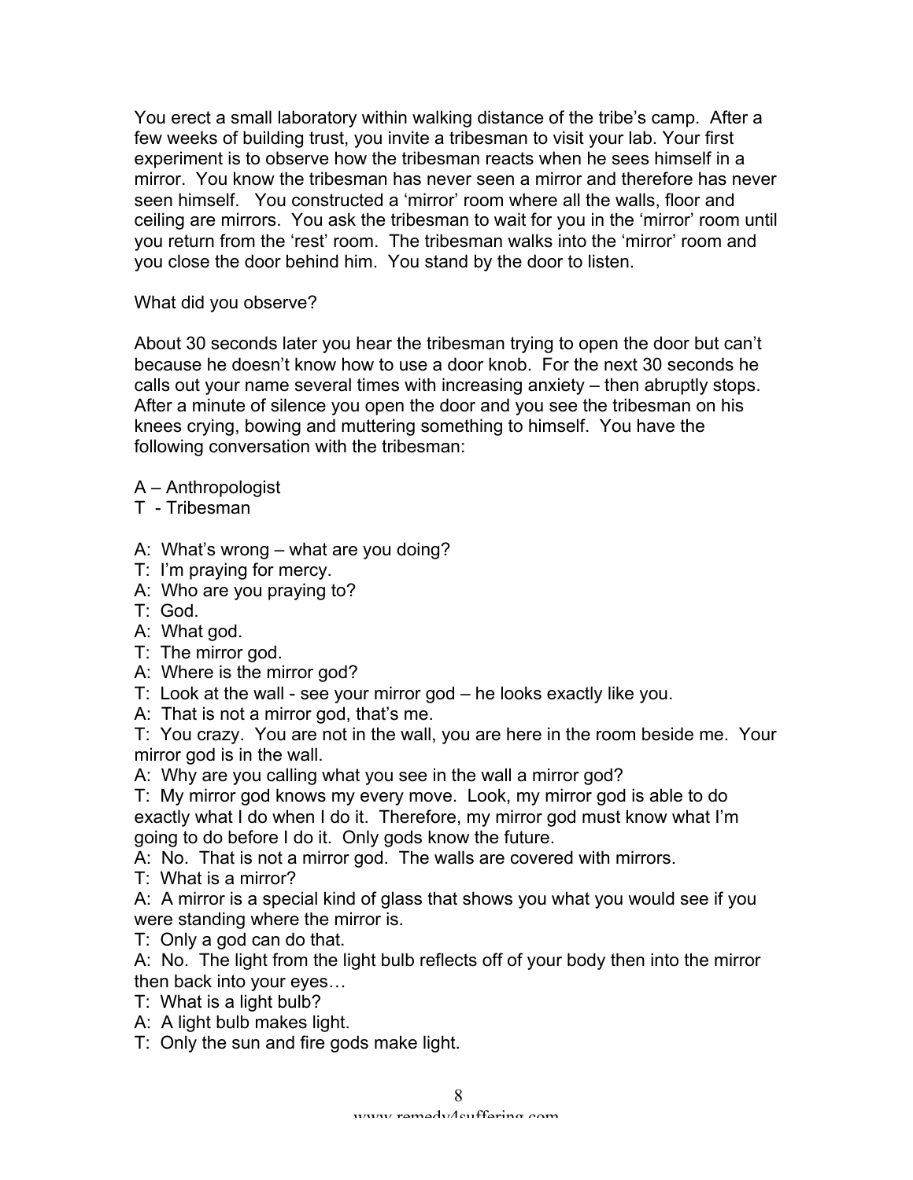You erect a small laboratory within walking distance of the tribe's camp. After a few weeks of building trust, you invite a tribesman to visit your lab. Your first experiment is to observe how the tribesman reacts when he sees himself in a mirror. You know the tribesman has never seen a mirror and therefore has never seen himself. You constructed a 'mirror' room where all the walls, floor and ceiling are mirrors. You ask the tribesman to wait for you in the 'mirror' room until you return from the 'rest' room. The tribesman walks into the 'mirror' room and you close the door behind him. You stand by the door to listen.

What did you observe?

About 30 seconds later you hear the tribesman trying to open the door but can't because he doesn't know how to use a door knob. For the next 30 seconds he calls out your name several times with increasing anxiety – then abruptly stops. After a minute of silence you open the door and you see the tribesman on his knees crying, bowing and muttering something to himself. You have the following conversation with the tribesman:

A – Anthropologist
T - Tribesman

A: What's wrong – what are you doing?
T: I'm praying for mercy.
A: Who are you praying to?
T: God.
A: What god.
T: The mirror god.
A: Where is the mirror god?
T: Look at the wall - see your mirror god – he looks exactly like you.
A: That is not a mirror god, that's me.
T: You crazy. You are not in the wall, you are here in the room beside me. Your mirror god is in the wall.
A: Why are you calling what you see in the wall a mirror god?
T: My mirror god knows my every move. Look, my mirror god is able to do exactly what I do when I do it. Therefore, my mirror god must know what I'm going to do before I do it. Only gods know the future.
A: No. That is not a mirror god. The walls are covered with mirrors.
T: What is a mirror?
A: A mirror is a special kind of glass that shows you what you would see if you were standing where the mirror is.
T: Only a god can do that.
A: No. The light from the light bulb reflects off of your body then into the mirror then back into your eyes…
T: What is a light bulb?
A: A light bulb makes light.
T: Only the sun and fire gods make light.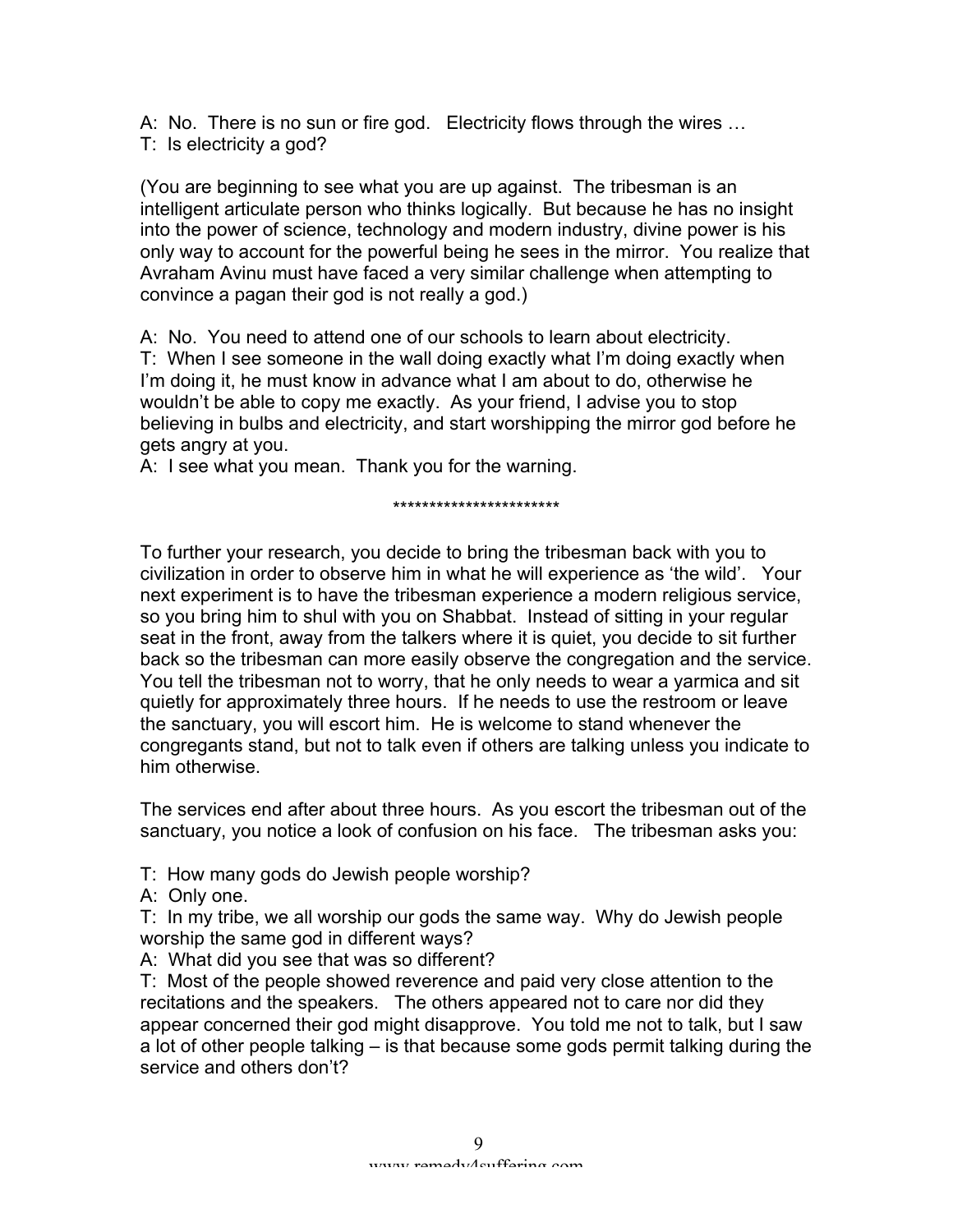A: No. There is no sun or fire god. Electricity flows through the wires …
T: Is electricity a god?

(You are beginning to see what you are up against. The tribesman is an intelligent articulate person who thinks logically. But because he has no insight into the power of science, technology and modern industry, divine power is his only way to account for the powerful being he sees in the mirror. You realize that Avraham Avinu must have faced a very similar challenge when attempting to convince a pagan their god is not really a god.)

A: No. You need to attend one of our schools to learn about electricity.
T: When I see someone in the wall doing exactly what I'm doing exactly when I'm doing it, he must know in advance what I am about to do, otherwise he wouldn't be able to copy me exactly. As your friend, I advise you to stop believing in bulbs and electricity, and start worshipping the mirror god before he gets angry at you.
A: I see what you mean. Thank you for the warning.

***********************

To further your research, you decide to bring the tribesman back with you to civilization in order to observe him in what he will experience as 'the wild'. Your next experiment is to have the tribesman experience a modern religious service, so you bring him to shul with you on Shabbat. Instead of sitting in your regular seat in the front, away from the talkers where it is quiet, you decide to sit further back so the tribesman can more easily observe the congregation and the service. You tell the tribesman not to worry, that he only needs to wear a yarmica and sit quietly for approximately three hours. If he needs to use the restroom or leave the sanctuary, you will escort him. He is welcome to stand whenever the congregants stand, but not to talk even if others are talking unless you indicate to him otherwise.

The services end after about three hours. As you escort the tribesman out of the sanctuary, you notice a look of confusion on his face. The tribesman asks you:

T: How many gods do Jewish people worship?
A: Only one.
T: In my tribe, we all worship our gods the same way. Why do Jewish people worship the same god in different ways?
A: What did you see that was so different?
T: Most of the people showed reverence and paid very close attention to the recitations and the speakers. The others appeared not to care nor did they appear concerned their god might disapprove. You told me not to talk, but I saw a lot of other people talking – is that because some gods permit talking during the service and others don't?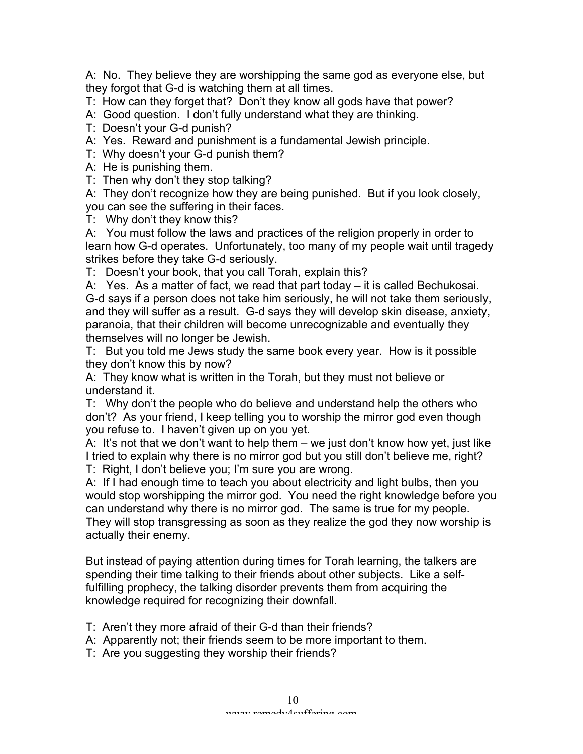A: No. They believe they are worshipping the same god as everyone else, but they forgot that G-d is watching them at all times.

T: How can they forget that? Don't they know all gods have that power?

A: Good question. I don't fully understand what they are thinking.

T: Doesn't your G-d punish?

A: Yes. Reward and punishment is a fundamental Jewish principle.

T: Why doesn't your G-d punish them?

A: He is punishing them.

T: Then why don't they stop talking?

A: They don't recognize how they are being punished. But if you look closely, you can see the suffering in their faces.

T: Why don't they know this?

A: You must follow the laws and practices of the religion properly in order to learn how G-d operates. Unfortunately, too many of my people wait until tragedy strikes before they take G-d seriously.

T: Doesn't your book, that you call Torah, explain this?

A: Yes. As a matter of fact, we read that part today – it is called Bechukosai. G-d says if a person does not take him seriously, he will not take them seriously, and they will suffer as a result. G-d says they will develop skin disease, anxiety, paranoia, that their children will become unrecognizable and eventually they themselves will no longer be Jewish.

T: But you told me Jews study the same book every year. How is it possible they don't know this by now?

A: They know what is written in the Torah, but they must not believe or understand it.

T: Why don't the people who do believe and understand help the others who don't? As your friend, I keep telling you to worship the mirror god even though you refuse to. I haven't given up on you yet.

A: It's not that we don't want to help them – we just don't know how yet, just like I tried to explain why there is no mirror god but you still don't believe me, right?

T: Right, I don't believe you; I'm sure you are wrong.

A: If I had enough time to teach you about electricity and light bulbs, then you would stop worshipping the mirror god. You need the right knowledge before you can understand why there is no mirror god. The same is true for my people. They will stop transgressing as soon as they realize the god they now worship is actually their enemy.

But instead of paying attention during times for Torah learning, the talkers are spending their time talking to their friends about other subjects. Like a self-fulfilling prophecy, the talking disorder prevents them from acquiring the knowledge required for recognizing their downfall.

T: Aren't they more afraid of their G-d than their friends?

A: Apparently not; their friends seem to be more important to them.

T: Are you suggesting they worship their friends?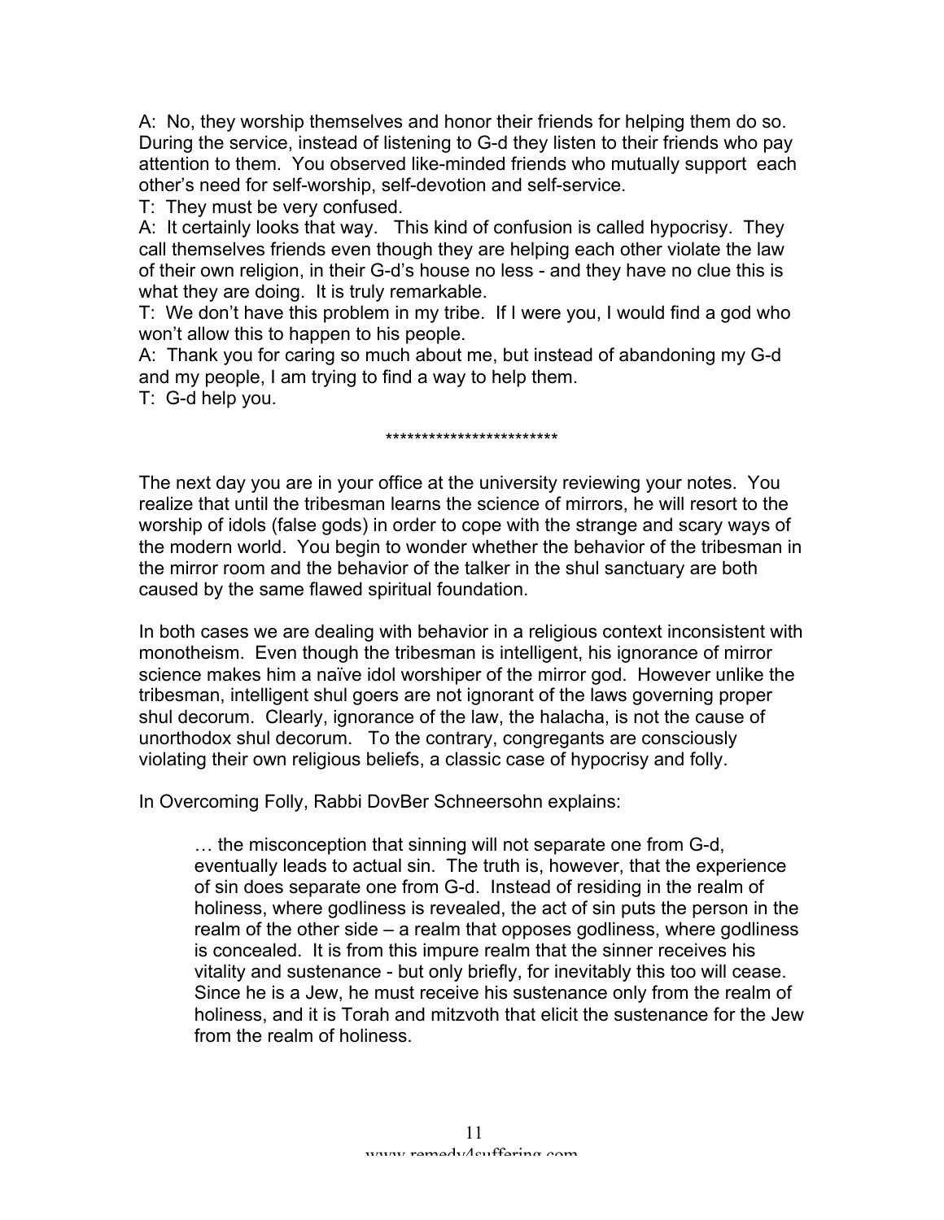A: No, they worship themselves and honor their friends for helping them do so. During the service, instead of listening to G-d they listen to their friends who pay attention to them. You observed like-minded friends who mutually support each other's need for self-worship, self-devotion and self-service.

T: They must be very confused.

A: It certainly looks that way. This kind of confusion is called hypocrisy. They call themselves friends even though they are helping each other violate the law of their own religion, in their G-d's house no less - and they have no clue this is what they are doing. It is truly remarkable.

T: We don't have this problem in my tribe. If I were you, I would find a god who won't allow this to happen to his people.

A: Thank you for caring so much about me, but instead of abandoning my G-d and my people, I am trying to find a way to help them.

T: G-d help you.

************************

The next day you are in your office at the university reviewing your notes. You realize that until the tribesman learns the science of mirrors, he will resort to the worship of idols (false gods) in order to cope with the strange and scary ways of the modern world. You begin to wonder whether the behavior of the tribesman in the mirror room and the behavior of the talker in the shul sanctuary are both caused by the same flawed spiritual foundation.

In both cases we are dealing with behavior in a religious context inconsistent with monotheism. Even though the tribesman is intelligent, his ignorance of mirror science makes him a naïve idol worshiper of the mirror god. However unlike the tribesman, intelligent shul goers are not ignorant of the laws governing proper shul decorum. Clearly, ignorance of the law, the halacha, is not the cause of unorthodox shul decorum. To the contrary, congregants are consciously violating their own religious beliefs, a classic case of hypocrisy and folly.

In Overcoming Folly, Rabbi DovBer Schneersohn explains:

> … the misconception that sinning will not separate one from G-d, eventually leads to actual sin. The truth is, however, that the experience of sin does separate one from G-d. Instead of residing in the realm of holiness, where godliness is revealed, the act of sin puts the person in the realm of the other side – a realm that opposes godliness, where godliness is concealed. It is from this impure realm that the sinner receives his vitality and sustenance - but only briefly, for inevitably this too will cease. Since he is a Jew, he must receive his sustenance only from the realm of holiness, and it is Torah and mitzvoth that elicit the sustenance for the Jew from the realm of holiness.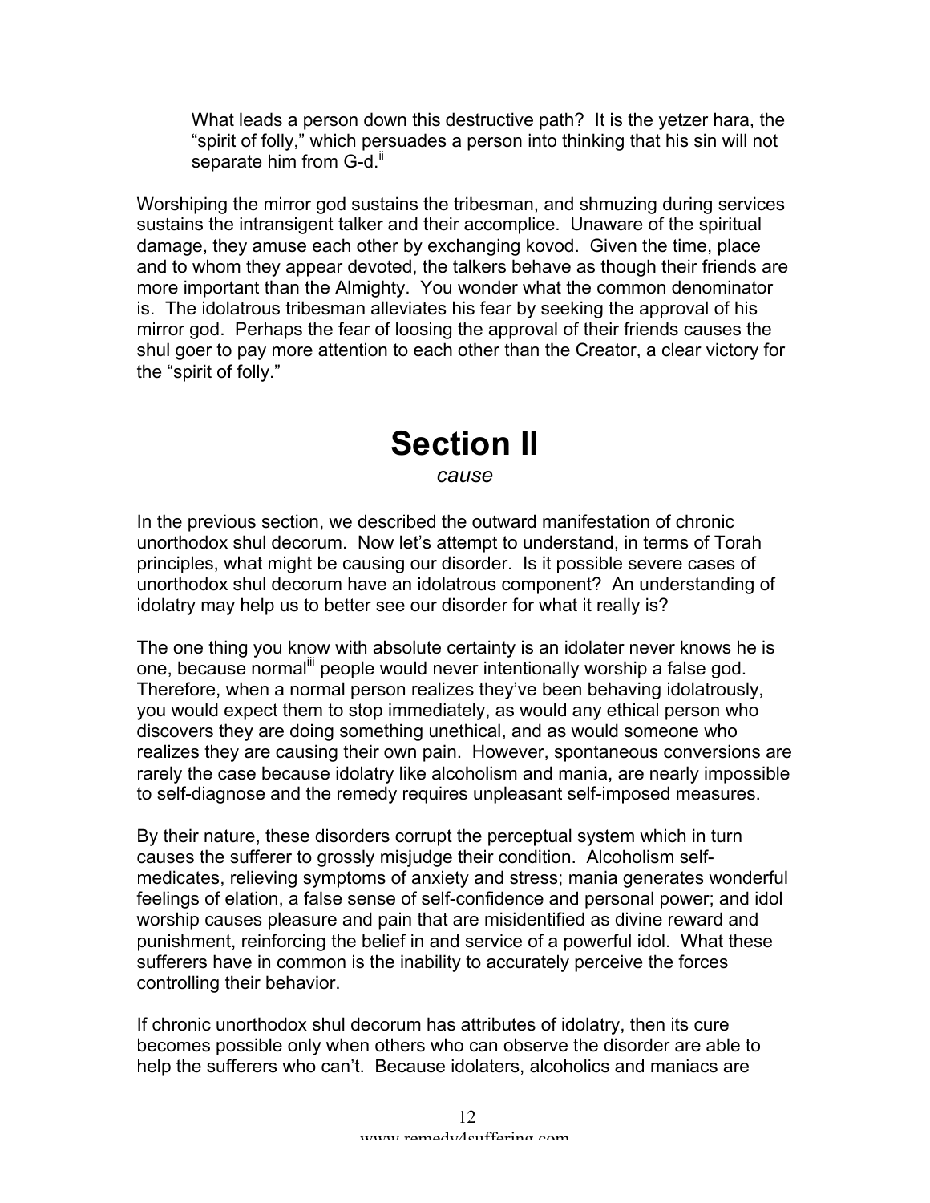> What leads a person down this destructive path? It is the yetzer hara, the “spirit of folly,” which persuades a person into thinking that his sin will not separate him from G-d.[ii]

Worshiping the mirror god sustains the tribesman, and shmuzing during services sustains the intransigent talker and their accomplice. Unaware of the spiritual damage, they amuse each other by exchanging kovod. Given the time, place and to whom they appear devoted, the talkers behave as though their friends are more important than the Almighty. You wonder what the common denominator is. The idolatrous tribesman alleviates his fear by seeking the approval of his mirror god. Perhaps the fear of loosing the approval of their friends causes the shul goer to pay more attention to each other than the Creator, a clear victory for the “spirit of folly.”

# Section II

*cause*

In the previous section, we described the outward manifestation of chronic unorthodox shul decorum. Now let’s attempt to understand, in terms of Torah principles, what might be causing our disorder. Is it possible severe cases of unorthodox shul decorum have an idolatrous component? An understanding of idolatry may help us to better see our disorder for what it really is?

The one thing you know with absolute certainty is an idolater never knows he is one, because normal[iii] people would never intentionally worship a false god. Therefore, when a normal person realizes they’ve been behaving idolatrously, you would expect them to stop immediately, as would any ethical person who discovers they are doing something unethical, and as would someone who realizes they are causing their own pain. However, spontaneous conversions are rarely the case because idolatry like alcoholism and mania, are nearly impossible to self-diagnose and the remedy requires unpleasant self-imposed measures.

By their nature, these disorders corrupt the perceptual system which in turn causes the sufferer to grossly misjudge their condition. Alcoholism self-medicates, relieving symptoms of anxiety and stress; mania generates wonderful feelings of elation, a false sense of self-confidence and personal power; and idol worship causes pleasure and pain that are misidentified as divine reward and punishment, reinforcing the belief in and service of a powerful idol. What these sufferers have in common is the inability to accurately perceive the forces controlling their behavior.

If chronic unorthodox shul decorum has attributes of idolatry, then its cure becomes possible only when others who can observe the disorder are able to help the sufferers who can’t. Because idolaters, alcoholics and maniacs are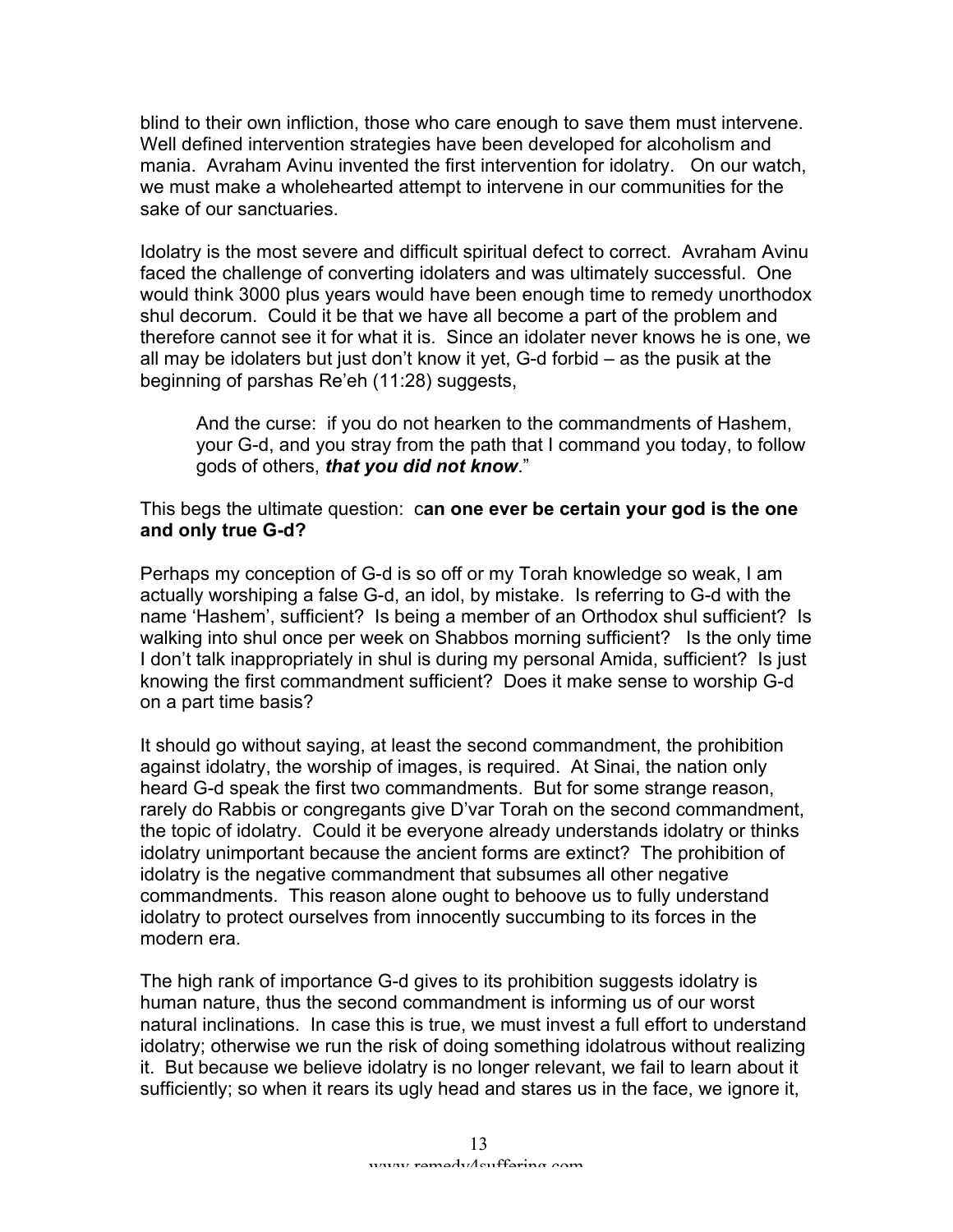blind to their own infliction, those who care enough to save them must intervene. Well defined intervention strategies have been developed for alcoholism and mania. Avraham Avinu invented the first intervention for idolatry. On our watch, we must make a wholehearted attempt to intervene in our communities for the sake of our sanctuaries.

Idolatry is the most severe and difficult spiritual defect to correct. Avraham Avinu faced the challenge of converting idolaters and was ultimately successful. One would think 3000 plus years would have been enough time to remedy unorthodox shul decorum. Could it be that we have all become a part of the problem and therefore cannot see it for what it is. Since an idolater never knows he is one, we all may be idolaters but just don't know it yet, G-d forbid – as the pusik at the beginning of parshas Re'eh (11:28) suggests,

> And the curse: if you do not hearken to the commandments of Hashem, your G-d, and you stray from the path that I command you today, to follow gods of others, ***that you did not know***."

This begs the ultimate question: c**an one ever be certain your god is the one and only true G-d?**

Perhaps my conception of G-d is so off or my Torah knowledge so weak, I am actually worshiping a false G-d, an idol, by mistake. Is referring to G-d with the name 'Hashem', sufficient? Is being a member of an Orthodox shul sufficient? Is walking into shul once per week on Shabbos morning sufficient? Is the only time I don't talk inappropriately in shul is during my personal Amida, sufficient? Is just knowing the first commandment sufficient? Does it make sense to worship G-d on a part time basis?

It should go without saying, at least the second commandment, the prohibition against idolatry, the worship of images, is required. At Sinai, the nation only heard G-d speak the first two commandments. But for some strange reason, rarely do Rabbis or congregants give D'var Torah on the second commandment, the topic of idolatry. Could it be everyone already understands idolatry or thinks idolatry unimportant because the ancient forms are extinct? The prohibition of idolatry is the negative commandment that subsumes all other negative commandments. This reason alone ought to behoove us to fully understand idolatry to protect ourselves from innocently succumbing to its forces in the modern era.

The high rank of importance G-d gives to its prohibition suggests idolatry is human nature, thus the second commandment is informing us of our worst natural inclinations. In case this is true, we must invest a full effort to understand idolatry; otherwise we run the risk of doing something idolatrous without realizing it. But because we believe idolatry is no longer relevant, we fail to learn about it sufficiently; so when it rears its ugly head and stares us in the face, we ignore it,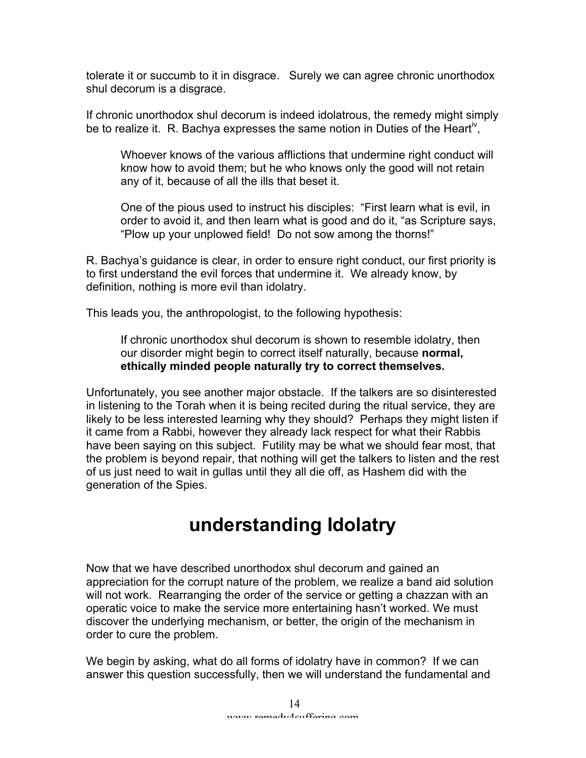tolerate it or succumb to it in disgrace. Surely we can agree chronic unorthodox shul decorum is a disgrace.

If chronic unorthodox shul decorum is indeed idolatrous, the remedy might simply be to realize it. R. Bachya expresses the same notion in Duties of the Heart[iv],

> Whoever knows of the various afflictions that undermine right conduct will know how to avoid them; but he who knows only the good will not retain any of it, because of all the ills that beset it.
>
> One of the pious used to instruct his disciples: "First learn what is evil, in order to avoid it, and then learn what is good and do it, "as Scripture says, "Plow up your unplowed field! Do not sow among the thorns!"

R. Bachya's guidance is clear, in order to ensure right conduct, our first priority is to first understand the evil forces that undermine it. We already know, by definition, nothing is more evil than idolatry.

This leads you, the anthropologist, to the following hypothesis:

> If chronic unorthodox shul decorum is shown to resemble idolatry, then our disorder might begin to correct itself naturally, because **normal, ethically minded people naturally try to correct themselves.**

Unfortunately, you see another major obstacle. If the talkers are so disinterested in listening to the Torah when it is being recited during the ritual service, they are likely to be less interested learning why they should? Perhaps they might listen if it came from a Rabbi, however they already lack respect for what their Rabbis have been saying on this subject. Futility may be what we should fear most, that the problem is beyond repair, that nothing will get the talkers to listen and the rest of us just need to wait in gullas until they all die off, as Hashem did with the generation of the Spies.

# understanding Idolatry

Now that we have described unorthodox shul decorum and gained an appreciation for the corrupt nature of the problem, we realize a band aid solution will not work. Rearranging the order of the service or getting a chazzan with an operatic voice to make the service more entertaining hasn't worked. We must discover the underlying mechanism, or better, the origin of the mechanism in order to cure the problem.

We begin by asking, what do all forms of idolatry have in common? If we can answer this question successfully, then we will understand the fundamental and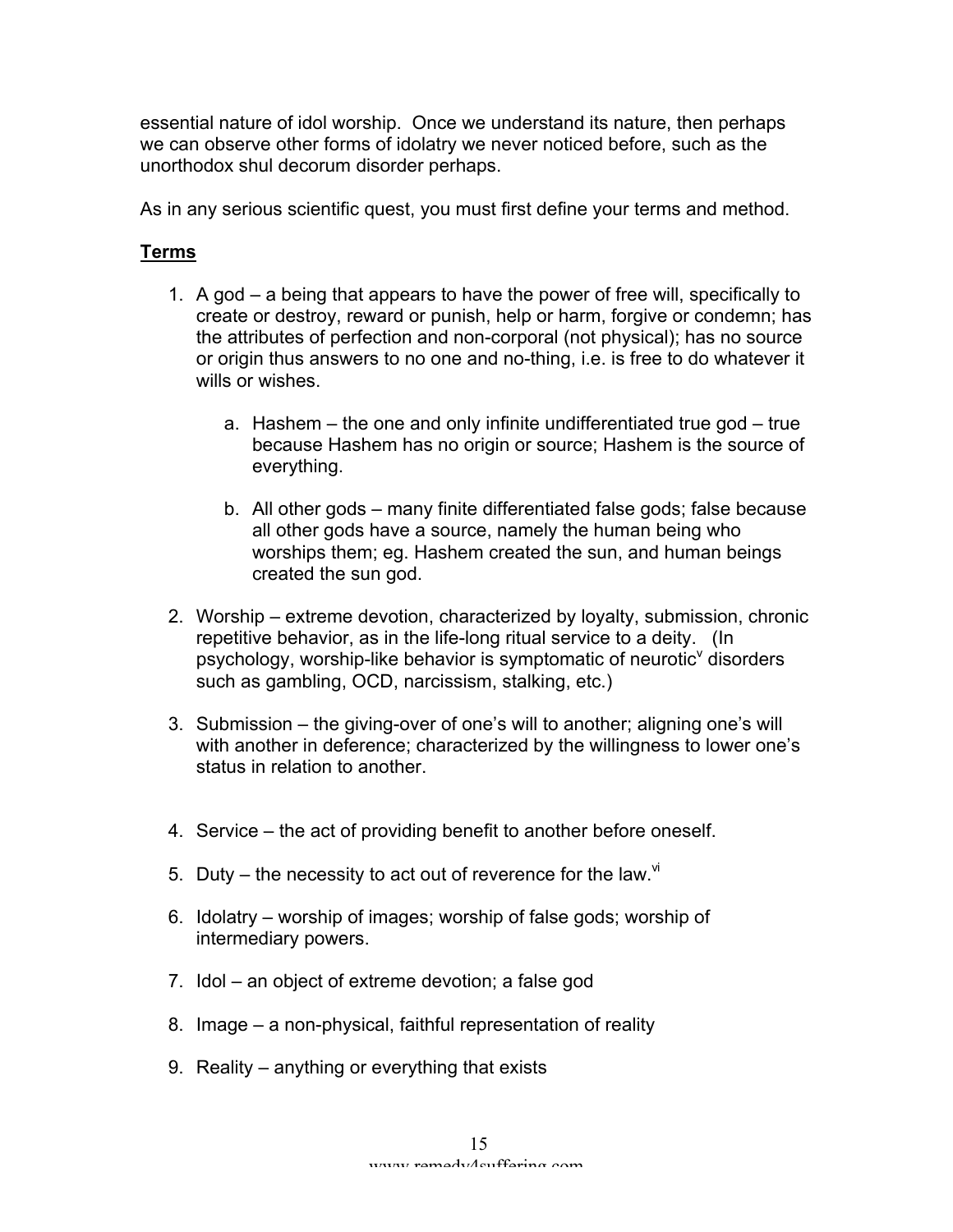essential nature of idol worship. Once we understand its nature, then perhaps we can observe other forms of idolatry we never noticed before, such as the unorthodox shul decorum disorder perhaps.

As in any serious scientific quest, you must first define your terms and method.

**Terms**

1. A god – a being that appears to have the power of free will, specifically to create or destroy, reward or punish, help or harm, forgive or condemn; has the attributes of perfection and non-corporal (not physical); has no source or origin thus answers to no one and no-thing, i.e. is free to do whatever it wills or wishes.

    a. Hashem – the one and only infinite undifferentiated true god – true because Hashem has no origin or source; Hashem is the source of everything.

    b. All other gods – many finite differentiated false gods; false because all other gods have a source, namely the human being who worships them; eg. Hashem created the sun, and human beings created the sun god.

2. Worship – extreme devotion, characterized by loyalty, submission, chronic repetitive behavior, as in the life-long ritual service to a deity. (In psychology, worship-like behavior is symptomatic of neurotic[v] disorders such as gambling, OCD, narcissism, stalking, etc.)

3. Submission – the giving-over of one's will to another; aligning one's will with another in deference; characterized by the willingness to lower one's status in relation to another.

4. Service – the act of providing benefit to another before oneself.

5. Duty – the necessity to act out of reverence for the law.[vi]

6. Idolatry – worship of images; worship of false gods; worship of intermediary powers.

7. Idol – an object of extreme devotion; a false god

8. Image – a non-physical, faithful representation of reality

9. Reality – anything or everything that exists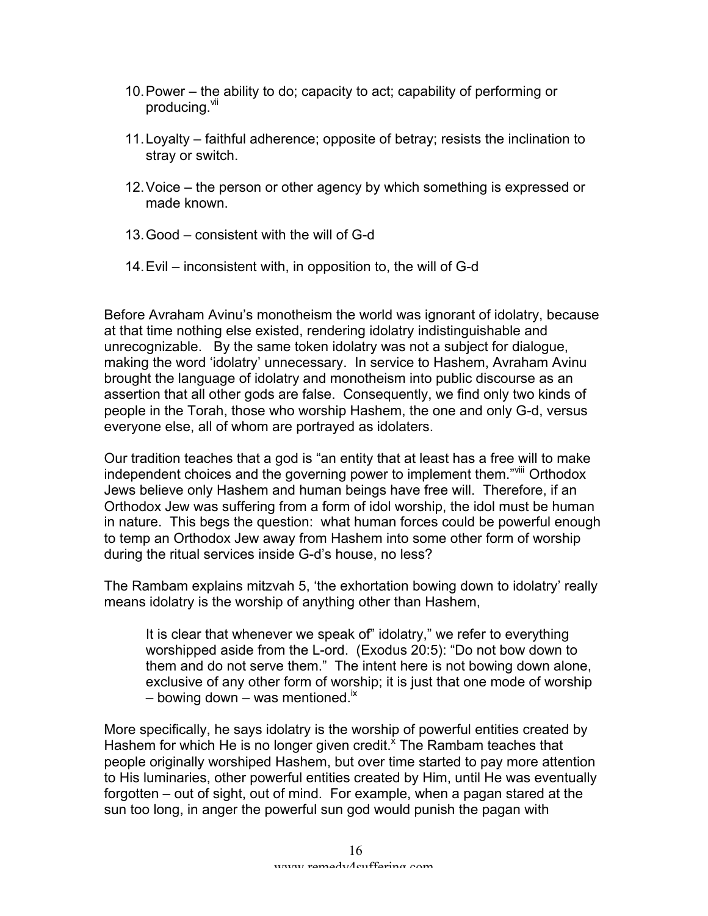10. Power – the ability to do; capacity to act; capability of performing or producing.[vii]

11. Loyalty – faithful adherence; opposite of betray; resists the inclination to stray or switch.

12. Voice – the person or other agency by which something is expressed or made known.

13. Good – consistent with the will of G-d

14. Evil – inconsistent with, in opposition to, the will of G-d

Before Avraham Avinu's monotheism the world was ignorant of idolatry, because at that time nothing else existed, rendering idolatry indistinguishable and unrecognizable. By the same token idolatry was not a subject for dialogue, making the word 'idolatry' unnecessary. In service to Hashem, Avraham Avinu brought the language of idolatry and monotheism into public discourse as an assertion that all other gods are false. Consequently, we find only two kinds of people in the Torah, those who worship Hashem, the one and only G-d, versus everyone else, all of whom are portrayed as idolaters.

Our tradition teaches that a god is "an entity that at least has a free will to make independent choices and the governing power to implement them."[viii] Orthodox Jews believe only Hashem and human beings have free will. Therefore, if an Orthodox Jew was suffering from a form of idol worship, the idol must be human in nature. This begs the question: what human forces could be powerful enough to temp an Orthodox Jew away from Hashem into some other form of worship during the ritual services inside G-d's house, no less?

The Rambam explains mitzvah 5, 'the exhortation bowing down to idolatry' really means idolatry is the worship of anything other than Hashem,

> It is clear that whenever we speak of" idolatry," we refer to everything worshipped aside from the L-ord. (Exodus 20:5): "Do not bow down to them and do not serve them." The intent here is not bowing down alone, exclusive of any other form of worship; it is just that one mode of worship – bowing down – was mentioned.[ix]

More specifically, he says idolatry is the worship of powerful entities created by Hashem for which He is no longer given credit.[x] The Rambam teaches that people originally worshiped Hashem, but over time started to pay more attention to His luminaries, other powerful entities created by Him, until He was eventually forgotten – out of sight, out of mind. For example, when a pagan stared at the sun too long, in anger the powerful sun god would punish the pagan with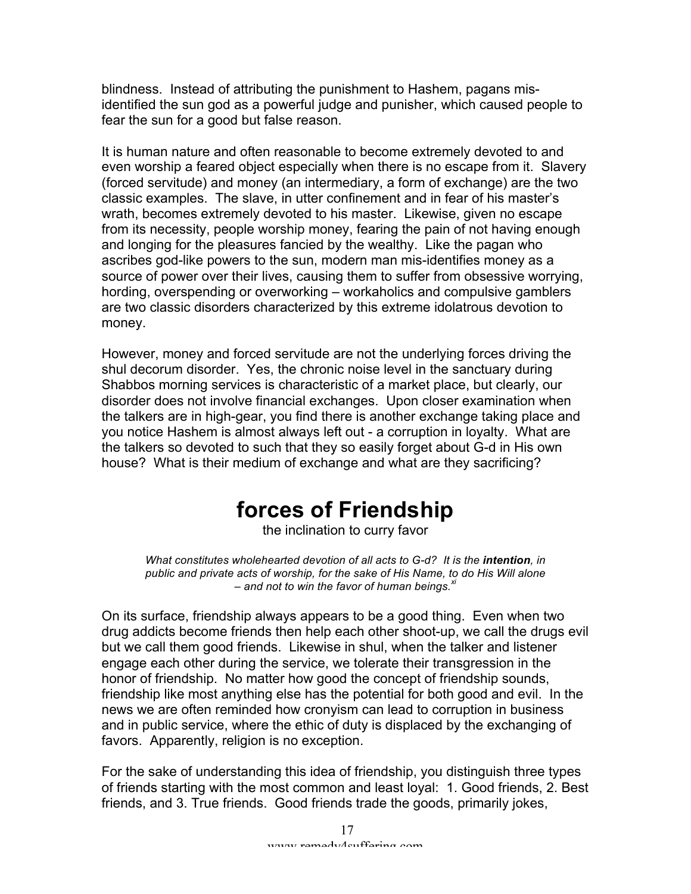blindness. Instead of attributing the punishment to Hashem, pagans mis-identified the sun god as a powerful judge and punisher, which caused people to fear the sun for a good but false reason.

It is human nature and often reasonable to become extremely devoted to and even worship a feared object especially when there is no escape from it. Slavery (forced servitude) and money (an intermediary, a form of exchange) are the two classic examples. The slave, in utter confinement and in fear of his master's wrath, becomes extremely devoted to his master. Likewise, given no escape from its necessity, people worship money, fearing the pain of not having enough and longing for the pleasures fancied by the wealthy. Like the pagan who ascribes god-like powers to the sun, modern man mis-identifies money as a source of power over their lives, causing them to suffer from obsessive worrying, hording, overspending or overworking – workaholics and compulsive gamblers are two classic disorders characterized by this extreme idolatrous devotion to money.

However, money and forced servitude are not the underlying forces driving the shul decorum disorder. Yes, the chronic noise level in the sanctuary during Shabbos morning services is characteristic of a market place, but clearly, our disorder does not involve financial exchanges. Upon closer examination when the talkers are in high-gear, you find there is another exchange taking place and you notice Hashem is almost always left out - a corruption in loyalty. What are the talkers so devoted to such that they so easily forget about G-d in His own house? What is their medium of exchange and what are they sacrificing?

# forces of Friendship

the inclination to curry favor

> *What constitutes wholehearted devotion of all acts to G-d? It is the **intention**, in public and private acts of worship, for the sake of His Name, to do His Will alone – and not to win the favor of human beings.*[xi]

On its surface, friendship always appears to be a good thing. Even when two drug addicts become friends then help each other shoot-up, we call the drugs evil but we call them good friends. Likewise in shul, when the talker and listener engage each other during the service, we tolerate their transgression in the honor of friendship. No matter how good the concept of friendship sounds, friendship like most anything else has the potential for both good and evil. In the news we are often reminded how cronyism can lead to corruption in business and in public service, where the ethic of duty is displaced by the exchanging of favors. Apparently, religion is no exception.

For the sake of understanding this idea of friendship, you distinguish three types of friends starting with the most common and least loyal: 1. Good friends, 2. Best friends, and 3. True friends. Good friends trade the goods, primarily jokes,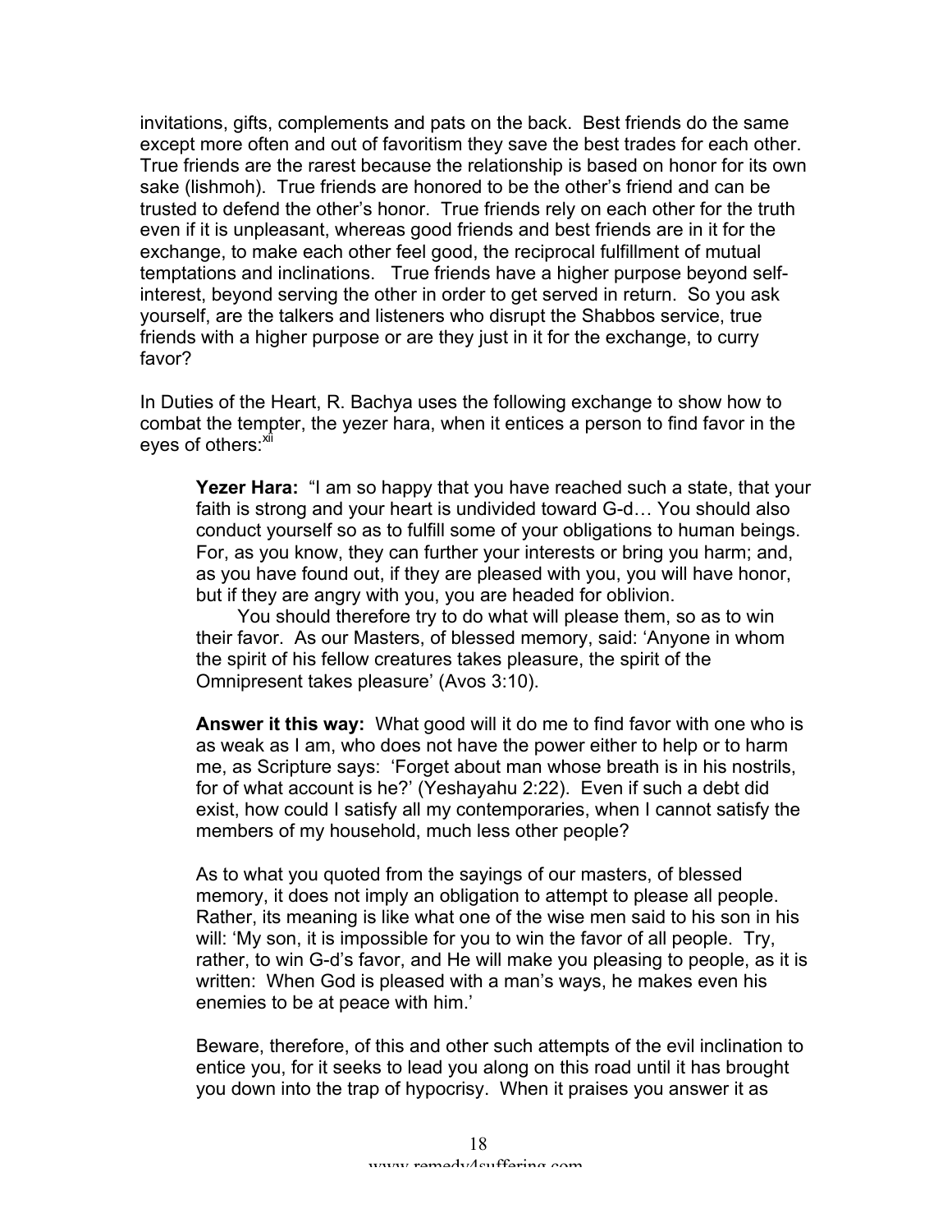invitations, gifts, complements and pats on the back. Best friends do the same except more often and out of favoritism they save the best trades for each other. True friends are the rarest because the relationship is based on honor for its own sake (lishmoh). True friends are honored to be the other's friend and can be trusted to defend the other's honor. True friends rely on each other for the truth even if it is unpleasant, whereas good friends and best friends are in it for the exchange, to make each other feel good, the reciprocal fulfillment of mutual temptations and inclinations. True friends have a higher purpose beyond self-interest, beyond serving the other in order to get served in return. So you ask yourself, are the talkers and listeners who disrupt the Shabbos service, true friends with a higher purpose or are they just in it for the exchange, to curry favor?

In Duties of the Heart, R. Bachya uses the following exchange to show how to combat the tempter, the yezer hara, when it entices a person to find favor in the eyes of others:[xii]

> **Yezer Hara:** "I am so happy that you have reached such a state, that your faith is strong and your heart is undivided toward G-d… You should also conduct yourself so as to fulfill some of your obligations to human beings. For, as you know, they can further your interests or bring you harm; and, as you have found out, if they are pleased with you, you will have honor, but if they are angry with you, you are headed for oblivion.
>
> You should therefore try to do what will please them, so as to win their favor. As our Masters, of blessed memory, said: 'Anyone in whom the spirit of his fellow creatures takes pleasure, the spirit of the Omnipresent takes pleasure' (Avos 3:10).
>
> **Answer it this way:** What good will it do me to find favor with one who is as weak as I am, who does not have the power either to help or to harm me, as Scripture says: 'Forget about man whose breath is in his nostrils, for of what account is he?' (Yeshayahu 2:22). Even if such a debt did exist, how could I satisfy all my contemporaries, when I cannot satisfy the members of my household, much less other people?
>
> As to what you quoted from the sayings of our masters, of blessed memory, it does not imply an obligation to attempt to please all people. Rather, its meaning is like what one of the wise men said to his son in his will: 'My son, it is impossible for you to win the favor of all people. Try, rather, to win G-d's favor, and He will make you pleasing to people, as it is written: When God is pleased with a man's ways, he makes even his enemies to be at peace with him.'
>
> Beware, therefore, of this and other such attempts of the evil inclination to entice you, for it seeks to lead you along on this road until it has brought you down into the trap of hypocrisy. When it praises you answer it as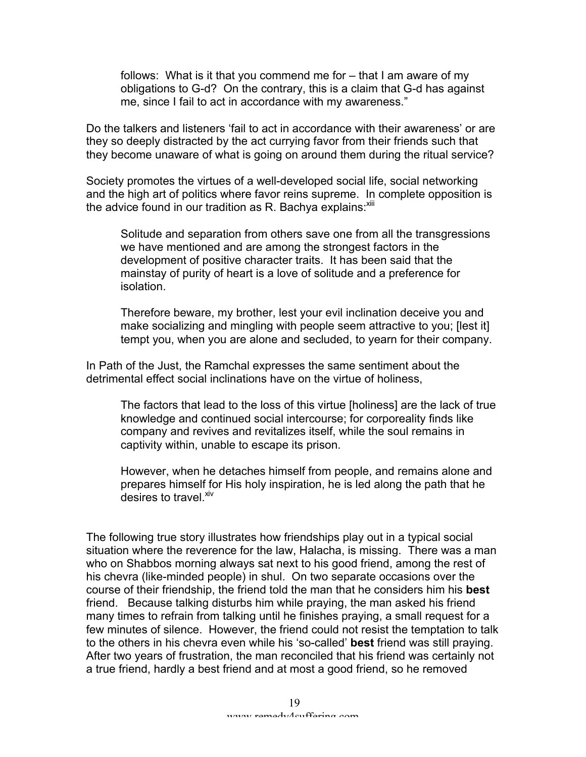> follows: What is it that you commend me for – that I am aware of my obligations to G-d? On the contrary, this is a claim that G-d has against me, since I fail to act in accordance with my awareness."

Do the talkers and listeners 'fail to act in accordance with their awareness' or are they so deeply distracted by the act currying favor from their friends such that they become unaware of what is going on around them during the ritual service?

Society promotes the virtues of a well-developed social life, social networking and the high art of politics where favor reins supreme. In complete opposition is the advice found in our tradition as R. Bachya explains:[xiii]

> Solitude and separation from others save one from all the transgressions we have mentioned and are among the strongest factors in the development of positive character traits. It has been said that the mainstay of purity of heart is a love of solitude and a preference for isolation.
>
> Therefore beware, my brother, lest your evil inclination deceive you and make socializing and mingling with people seem attractive to you; [lest it] tempt you, when you are alone and secluded, to yearn for their company.

In Path of the Just, the Ramchal expresses the same sentiment about the detrimental effect social inclinations have on the virtue of holiness,

> The factors that lead to the loss of this virtue [holiness] are the lack of true knowledge and continued social intercourse; for corporeality finds like company and revives and revitalizes itself, while the soul remains in captivity within, unable to escape its prison.
>
> However, when he detaches himself from people, and remains alone and prepares himself for His holy inspiration, he is led along the path that he desires to travel.[xiv]

The following true story illustrates how friendships play out in a typical social situation where the reverence for the law, Halacha, is missing. There was a man who on Shabbos morning always sat next to his good friend, among the rest of his chevra (like-minded people) in shul. On two separate occasions over the course of their friendship, the friend told the man that he considers him his **best** friend. Because talking disturbs him while praying, the man asked his friend many times to refrain from talking until he finishes praying, a small request for a few minutes of silence. However, the friend could not resist the temptation to talk to the others in his chevra even while his 'so-called' **best** friend was still praying. After two years of frustration, the man reconciled that his friend was certainly not a true friend, hardly a best friend and at most a good friend, so he removed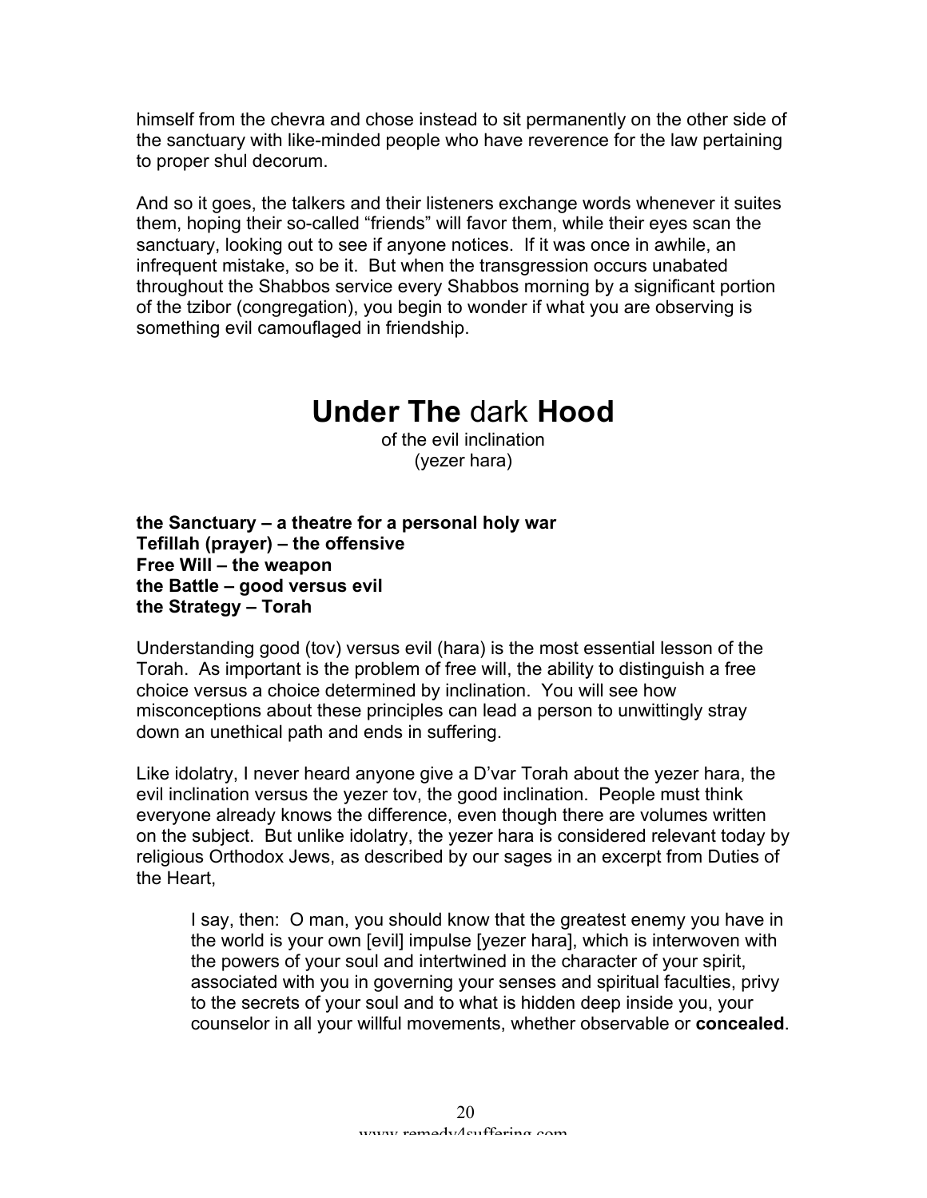himself from the chevra and chose instead to sit permanently on the other side of the sanctuary with like-minded people who have reverence for the law pertaining to proper shul decorum.

And so it goes, the talkers and their listeners exchange words whenever it suites them, hoping their so-called “friends” will favor them, while their eyes scan the sanctuary, looking out to see if anyone notices. If it was once in awhile, an infrequent mistake, so be it. But when the transgression occurs unabated throughout the Shabbos service every Shabbos morning by a significant portion of the tzibor (congregation), you begin to wonder if what you are observing is something evil camouflaged in friendship.

# **Under The** dark **Hood**

of the evil inclination
(yezer hara)

**the Sanctuary – a theatre for a personal holy war**
**Tefillah (prayer) – the offensive**
**Free Will – the weapon**
**the Battle – good versus evil**
**the Strategy – Torah**

Understanding good (tov) versus evil (hara) is the most essential lesson of the Torah. As important is the problem of free will, the ability to distinguish a free choice versus a choice determined by inclination. You will see how misconceptions about these principles can lead a person to unwittingly stray down an unethical path and ends in suffering.

Like idolatry, I never heard anyone give a D’var Torah about the yezer hara, the evil inclination versus the yezer tov, the good inclination. People must think everyone already knows the difference, even though there are volumes written on the subject. But unlike idolatry, the yezer hara is considered relevant today by religious Orthodox Jews, as described by our sages in an excerpt from Duties of the Heart,

> I say, then: O man, you should know that the greatest enemy you have in the world is your own [evil] impulse [yezer hara], which is interwoven with the powers of your soul and intertwined in the character of your spirit, associated with you in governing your senses and spiritual faculties, privy to the secrets of your soul and to what is hidden deep inside you, your counselor in all your willful movements, whether observable or **concealed**.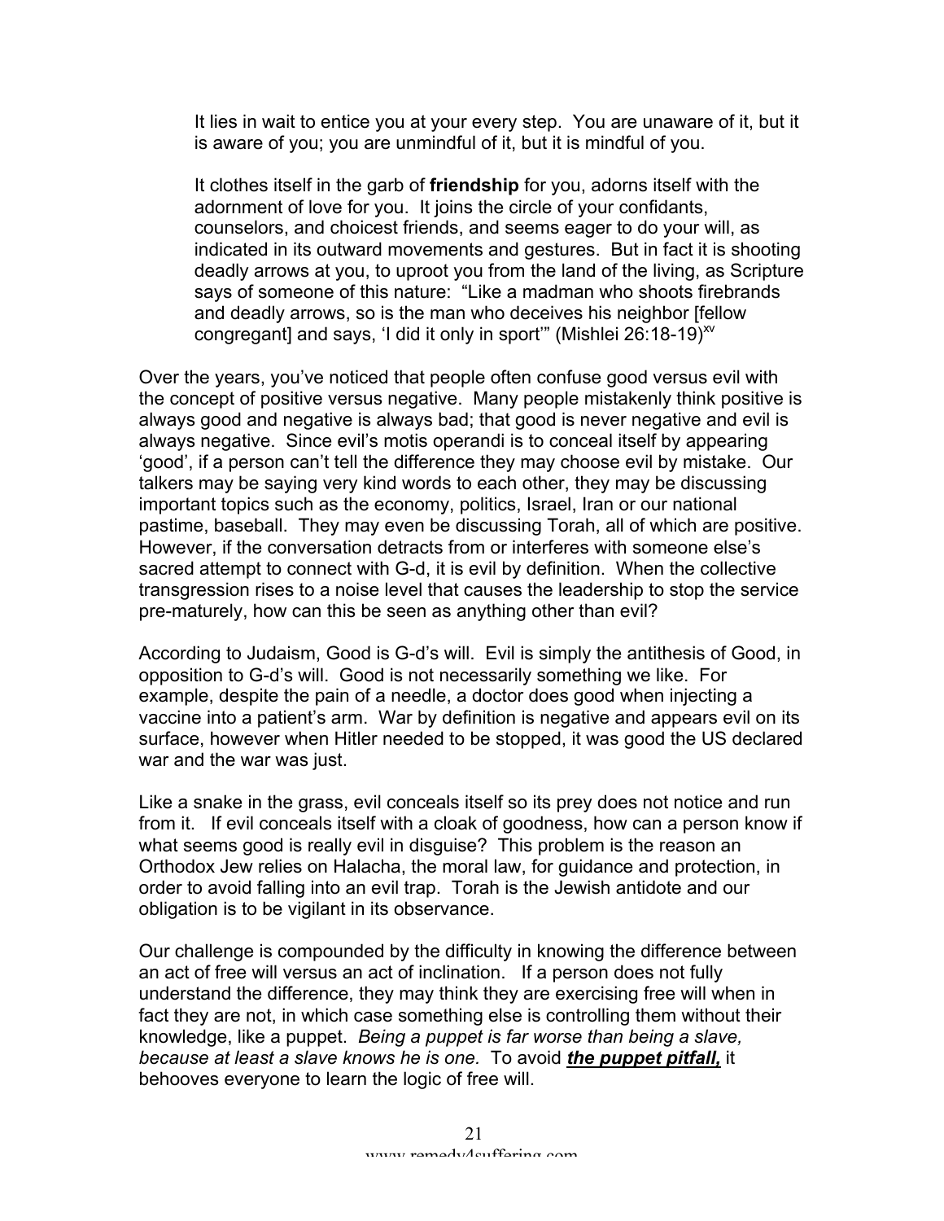> It lies in wait to entice you at your every step. You are unaware of it, but it is aware of you; you are unmindful of it, but it is mindful of you.
>
> It clothes itself in the garb of **friendship** for you, adorns itself with the adornment of love for you. It joins the circle of your confidants, counselors, and choicest friends, and seems eager to do your will, as indicated in its outward movements and gestures. But in fact it is shooting deadly arrows at you, to uproot you from the land of the living, as Scripture says of someone of this nature: "Like a madman who shoots firebrands and deadly arrows, so is the man who deceives his neighbor [fellow congregant] and says, 'I did it only in sport'" (Mishlei 26:18-19)[xv]

Over the years, you've noticed that people often confuse good versus evil with the concept of positive versus negative. Many people mistakenly think positive is always good and negative is always bad; that good is never negative and evil is always negative. Since evil's motis operandi is to conceal itself by appearing 'good', if a person can't tell the difference they may choose evil by mistake. Our talkers may be saying very kind words to each other, they may be discussing important topics such as the economy, politics, Israel, Iran or our national pastime, baseball. They may even be discussing Torah, all of which are positive. However, if the conversation detracts from or interferes with someone else's sacred attempt to connect with G-d, it is evil by definition. When the collective transgression rises to a noise level that causes the leadership to stop the service pre-maturely, how can this be seen as anything other than evil?

According to Judaism, Good is G-d's will. Evil is simply the antithesis of Good, in opposition to G-d's will. Good is not necessarily something we like. For example, despite the pain of a needle, a doctor does good when injecting a vaccine into a patient's arm. War by definition is negative and appears evil on its surface, however when Hitler needed to be stopped, it was good the US declared war and the war was just.

Like a snake in the grass, evil conceals itself so its prey does not notice and run from it. If evil conceals itself with a cloak of goodness, how can a person know if what seems good is really evil in disguise? This problem is the reason an Orthodox Jew relies on Halacha, the moral law, for guidance and protection, in order to avoid falling into an evil trap. Torah is the Jewish antidote and our obligation is to be vigilant in its observance.

Our challenge is compounded by the difficulty in knowing the difference between an act of free will versus an act of inclination. If a person does not fully understand the difference, they may think they are exercising free will when in fact they are not, in which case something else is controlling them without their knowledge, like a puppet. *Being a puppet is far worse than being a slave, because at least a slave knows he is one.* To avoid ***<u>the puppet pitfall,</u>*** it behooves everyone to learn the logic of free will.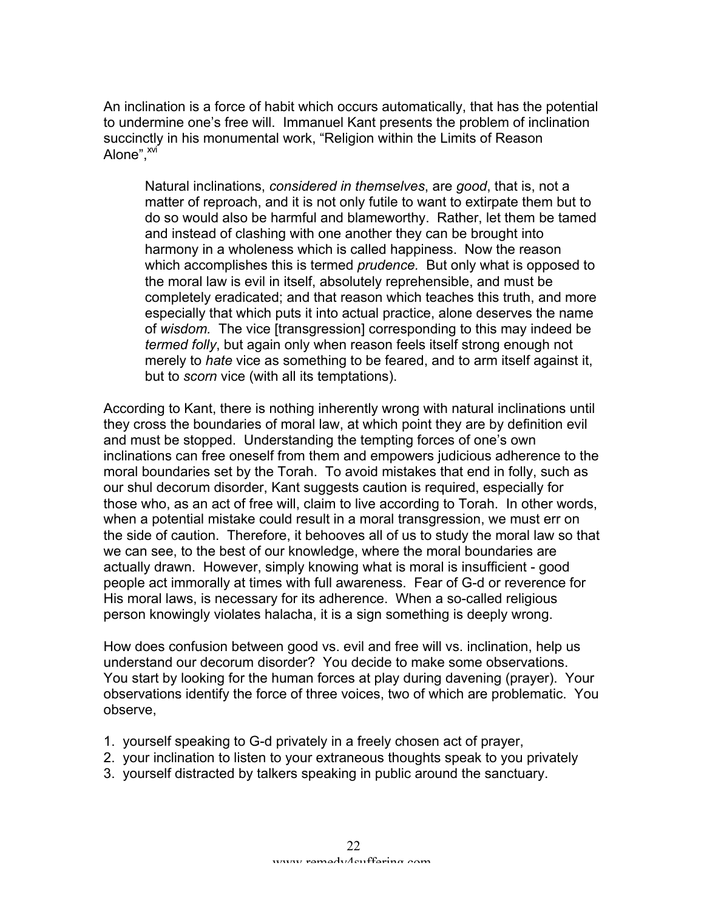An inclination is a force of habit which occurs automatically, that has the potential to undermine one's free will. Immanuel Kant presents the problem of inclination succinctly in his monumental work, "Religion within the Limits of Reason Alone",[xvi]

> Natural inclinations, *considered in themselves*, are *good*, that is, not a matter of reproach, and it is not only futile to want to extirpate them but to do so would also be harmful and blameworthy. Rather, let them be tamed and instead of clashing with one another they can be brought into harmony in a wholeness which is called happiness. Now the reason which accomplishes this is termed *prudence.* But only what is opposed to the moral law is evil in itself, absolutely reprehensible, and must be completely eradicated; and that reason which teaches this truth, and more especially that which puts it into actual practice, alone deserves the name of *wisdom.* The vice [transgression] corresponding to this may indeed be *termed folly*, but again only when reason feels itself strong enough not merely to *hate* vice as something to be feared, and to arm itself against it, but to *scorn* vice (with all its temptations).

According to Kant, there is nothing inherently wrong with natural inclinations until they cross the boundaries of moral law, at which point they are by definition evil and must be stopped. Understanding the tempting forces of one's own inclinations can free oneself from them and empowers judicious adherence to the moral boundaries set by the Torah. To avoid mistakes that end in folly, such as our shul decorum disorder, Kant suggests caution is required, especially for those who, as an act of free will, claim to live according to Torah. In other words, when a potential mistake could result in a moral transgression, we must err on the side of caution. Therefore, it behooves all of us to study the moral law so that we can see, to the best of our knowledge, where the moral boundaries are actually drawn. However, simply knowing what is moral is insufficient - good people act immorally at times with full awareness. Fear of G-d or reverence for His moral laws, is necessary for its adherence. When a so-called religious person knowingly violates halacha, it is a sign something is deeply wrong.

How does confusion between good vs. evil and free will vs. inclination, help us understand our decorum disorder? You decide to make some observations. You start by looking for the human forces at play during davening (prayer). Your observations identify the force of three voices, two of which are problematic. You observe,

1. yourself speaking to G-d privately in a freely chosen act of prayer,
2. your inclination to listen to your extraneous thoughts speak to you privately
3. yourself distracted by talkers speaking in public around the sanctuary.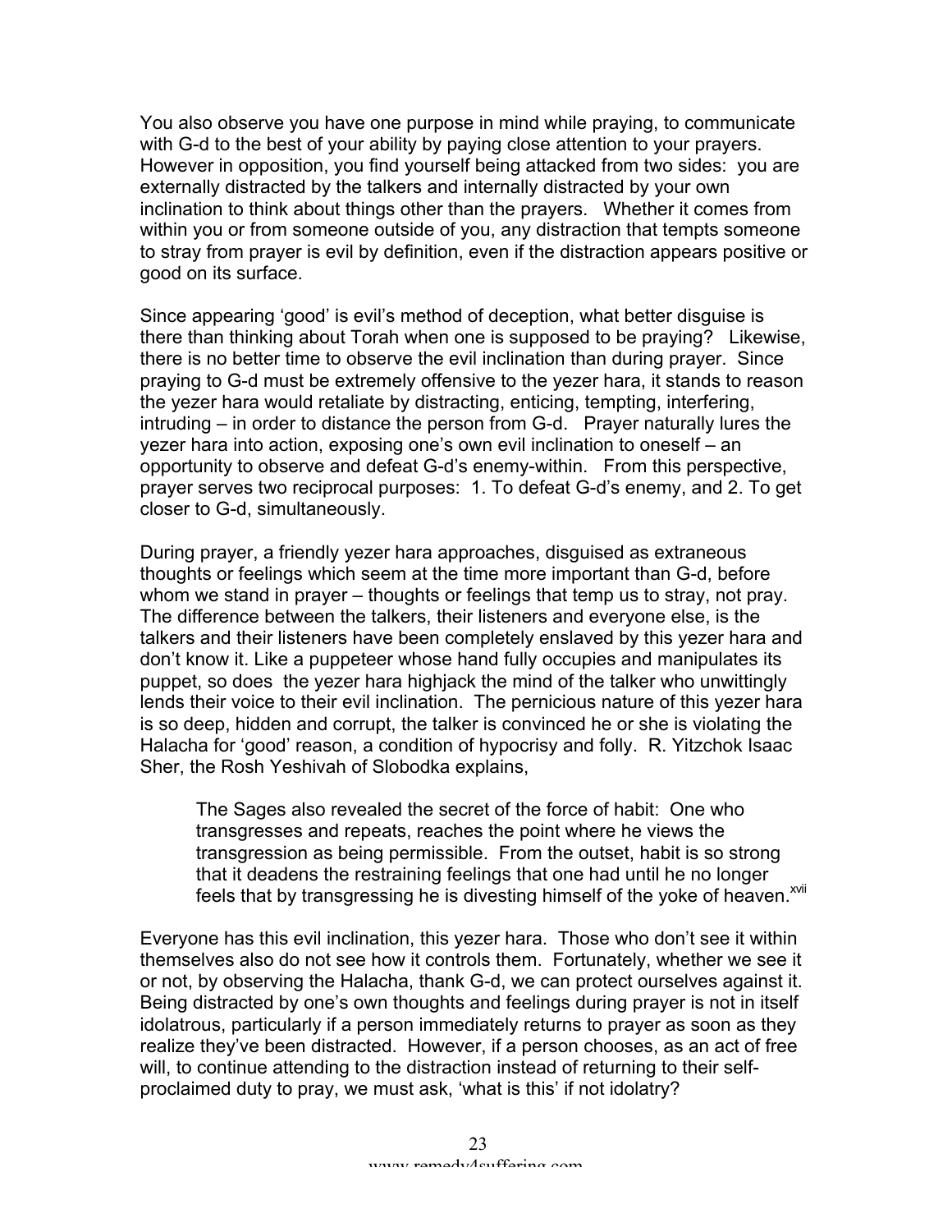You also observe you have one purpose in mind while praying, to communicate with G-d to the best of your ability by paying close attention to your prayers. However in opposition, you find yourself being attacked from two sides: you are externally distracted by the talkers and internally distracted by your own inclination to think about things other than the prayers. Whether it comes from within you or from someone outside of you, any distraction that tempts someone to stray from prayer is evil by definition, even if the distraction appears positive or good on its surface.

Since appearing 'good' is evil's method of deception, what better disguise is there than thinking about Torah when one is supposed to be praying? Likewise, there is no better time to observe the evil inclination than during prayer. Since praying to G-d must be extremely offensive to the yezer hara, it stands to reason the yezer hara would retaliate by distracting, enticing, tempting, interfering, intruding – in order to distance the person from G-d. Prayer naturally lures the yezer hara into action, exposing one's own evil inclination to oneself – an opportunity to observe and defeat G-d's enemy-within. From this perspective, prayer serves two reciprocal purposes: 1. To defeat G-d's enemy, and 2. To get closer to G-d, simultaneously.

During prayer, a friendly yezer hara approaches, disguised as extraneous thoughts or feelings which seem at the time more important than G-d, before whom we stand in prayer – thoughts or feelings that temp us to stray, not pray. The difference between the talkers, their listeners and everyone else, is the talkers and their listeners have been completely enslaved by this yezer hara and don't know it. Like a puppeteer whose hand fully occupies and manipulates its puppet, so does the yezer hara highjack the mind of the talker who unwittingly lends their voice to their evil inclination. The pernicious nature of this yezer hara is so deep, hidden and corrupt, the talker is convinced he or she is violating the Halacha for 'good' reason, a condition of hypocrisy and folly. R. Yitzchok Isaac Sher, the Rosh Yeshivah of Slobodka explains,

> The Sages also revealed the secret of the force of habit: One who transgresses and repeats, reaches the point where he views the transgression as being permissible. From the outset, habit is so strong that it deadens the restraining feelings that one had until he no longer feels that by transgressing he is divesting himself of the yoke of heaven.[xvii]

Everyone has this evil inclination, this yezer hara. Those who don't see it within themselves also do not see how it controls them. Fortunately, whether we see it or not, by observing the Halacha, thank G-d, we can protect ourselves against it. Being distracted by one's own thoughts and feelings during prayer is not in itself idolatrous, particularly if a person immediately returns to prayer as soon as they realize they've been distracted. However, if a person chooses, as an act of free will, to continue attending to the distraction instead of returning to their self-proclaimed duty to pray, we must ask, 'what is this' if not idolatry?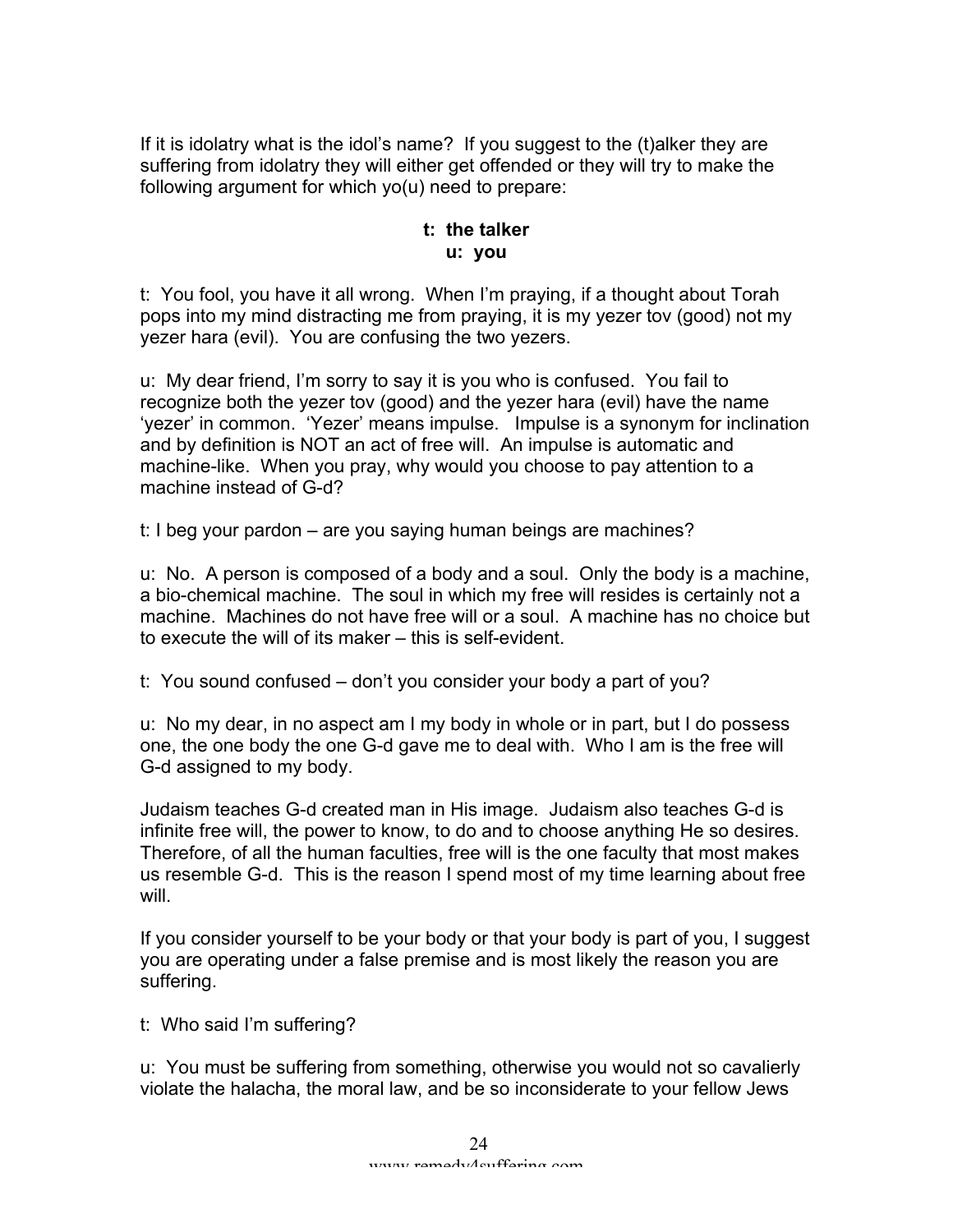If it is idolatry what is the idol's name? If you suggest to the (t)alker they are suffering from idolatry they will either get offended or they will try to make the following argument for which yo(u) need to prepare:

**t: the talker**
**u: you**

t: You fool, you have it all wrong. When I'm praying, if a thought about Torah pops into my mind distracting me from praying, it is my yezer tov (good) not my yezer hara (evil). You are confusing the two yezers.

u: My dear friend, I'm sorry to say it is you who is confused. You fail to recognize both the yezer tov (good) and the yezer hara (evil) have the name 'yezer' in common. 'Yezer' means impulse. Impulse is a synonym for inclination and by definition is NOT an act of free will. An impulse is automatic and machine-like. When you pray, why would you choose to pay attention to a machine instead of G-d?

t: I beg your pardon – are you saying human beings are machines?

u: No. A person is composed of a body and a soul. Only the body is a machine, a bio-chemical machine. The soul in which my free will resides is certainly not a machine. Machines do not have free will or a soul. A machine has no choice but to execute the will of its maker – this is self-evident.

t: You sound confused – don't you consider your body a part of you?

u: No my dear, in no aspect am I my body in whole or in part, but I do possess one, the one body the one G-d gave me to deal with. Who I am is the free will G-d assigned to my body.

Judaism teaches G-d created man in His image. Judaism also teaches G-d is infinite free will, the power to know, to do and to choose anything He so desires. Therefore, of all the human faculties, free will is the one faculty that most makes us resemble G-d. This is the reason I spend most of my time learning about free will.

If you consider yourself to be your body or that your body is part of you, I suggest you are operating under a false premise and is most likely the reason you are suffering.

t: Who said I'm suffering?

u: You must be suffering from something, otherwise you would not so cavalierly violate the halacha, the moral law, and be so inconsiderate to your fellow Jews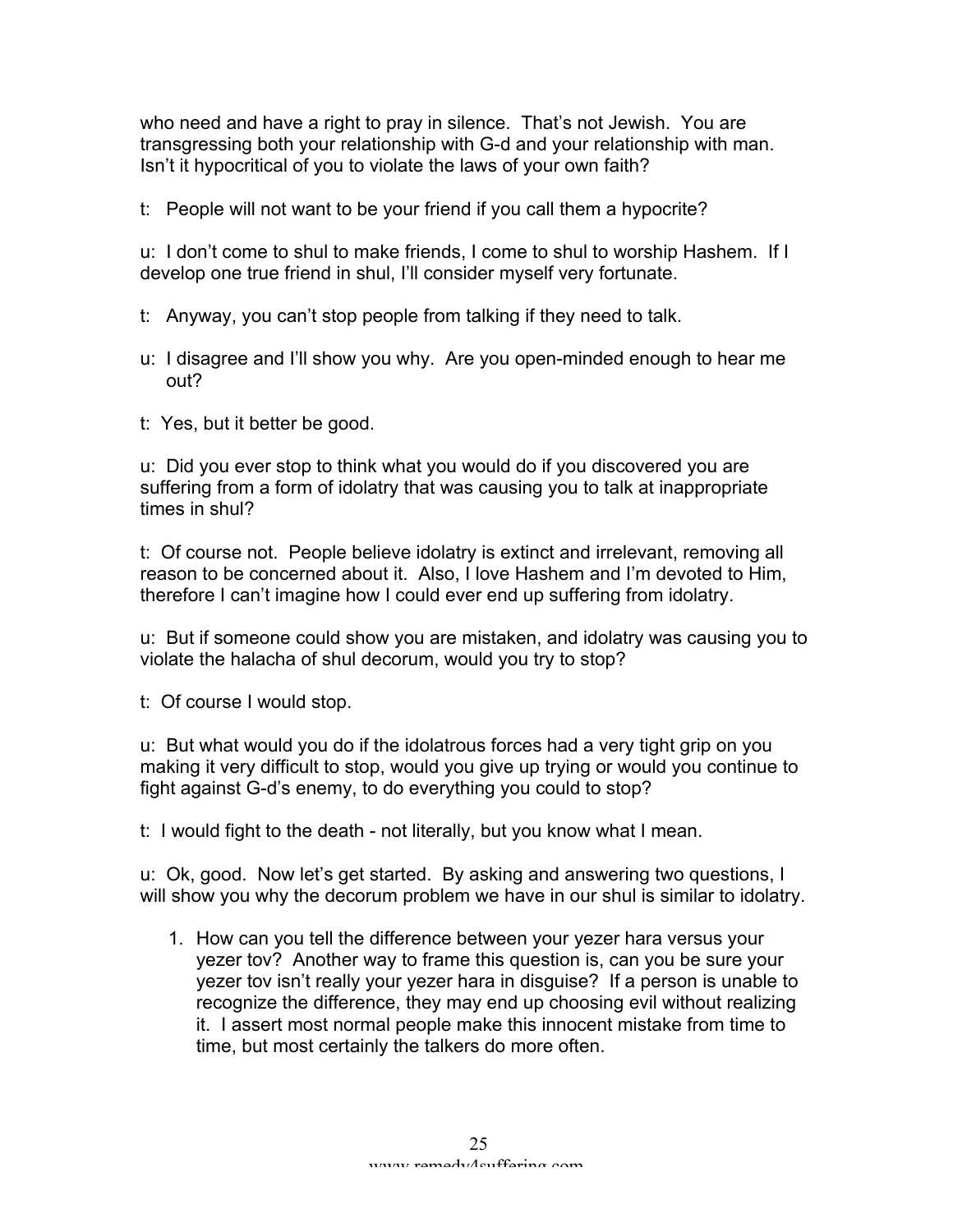who need and have a right to pray in silence. That's not Jewish. You are transgressing both your relationship with G-d and your relationship with man. Isn't it hypocritical of you to violate the laws of your own faith?

t: People will not want to be your friend if you call them a hypocrite?

u: I don't come to shul to make friends, I come to shul to worship Hashem. If I develop one true friend in shul, I'll consider myself very fortunate.

t: Anyway, you can't stop people from talking if they need to talk.

u: I disagree and I'll show you why. Are you open-minded enough to hear me out?

t: Yes, but it better be good.

u: Did you ever stop to think what you would do if you discovered you are suffering from a form of idolatry that was causing you to talk at inappropriate times in shul?

t: Of course not. People believe idolatry is extinct and irrelevant, removing all reason to be concerned about it. Also, I love Hashem and I'm devoted to Him, therefore I can't imagine how I could ever end up suffering from idolatry.

u: But if someone could show you are mistaken, and idolatry was causing you to violate the halacha of shul decorum, would you try to stop?

t: Of course I would stop.

u: But what would you do if the idolatrous forces had a very tight grip on you making it very difficult to stop, would you give up trying or would you continue to fight against G-d's enemy, to do everything you could to stop?

t: I would fight to the death - not literally, but you know what I mean.

u: Ok, good. Now let's get started. By asking and answering two questions, I will show you why the decorum problem we have in our shul is similar to idolatry.

1. How can you tell the difference between your yezer hara versus your yezer tov? Another way to frame this question is, can you be sure your yezer tov isn't really your yezer hara in disguise? If a person is unable to recognize the difference, they may end up choosing evil without realizing it. I assert most normal people make this innocent mistake from time to time, but most certainly the talkers do more often.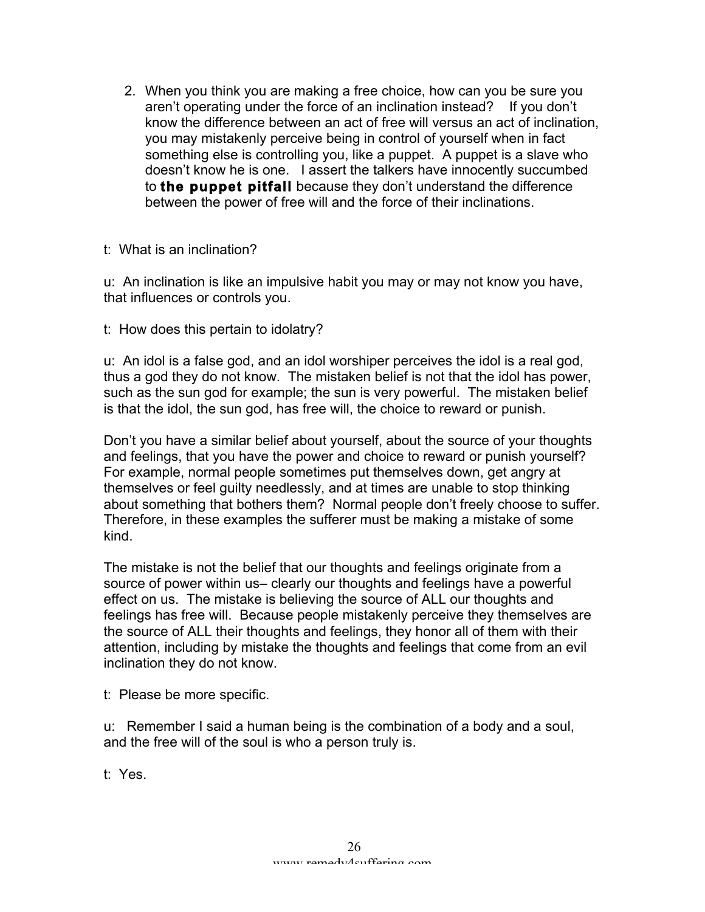2. When you think you are making a free choice, how can you be sure you aren't operating under the force of an inclination instead? If you don't know the difference between an act of free will versus an act of inclination, you may mistakenly perceive being in control of yourself when in fact something else is controlling you, like a puppet. A puppet is a slave who doesn't know he is one. I assert the talkers have innocently succumbed to **the puppet pitfall** because they don't understand the difference between the power of free will and the force of their inclinations.

t: What is an inclination?

u: An inclination is like an impulsive habit you may or may not know you have, that influences or controls you.

t: How does this pertain to idolatry?

u: An idol is a false god, and an idol worshiper perceives the idol is a real god, thus a god they do not know. The mistaken belief is not that the idol has power, such as the sun god for example; the sun is very powerful. The mistaken belief is that the idol, the sun god, has free will, the choice to reward or punish.

Don't you have a similar belief about yourself, about the source of your thoughts and feelings, that you have the power and choice to reward or punish yourself? For example, normal people sometimes put themselves down, get angry at themselves or feel guilty needlessly, and at times are unable to stop thinking about something that bothers them? Normal people don't freely choose to suffer. Therefore, in these examples the sufferer must be making a mistake of some kind.

The mistake is not the belief that our thoughts and feelings originate from a source of power within us– clearly our thoughts and feelings have a powerful effect on us. The mistake is believing the source of ALL our thoughts and feelings has free will. Because people mistakenly perceive they themselves are the source of ALL their thoughts and feelings, they honor all of them with their attention, including by mistake the thoughts and feelings that come from an evil inclination they do not know.

t: Please be more specific.

u: Remember I said a human being is the combination of a body and a soul, and the free will of the soul is who a person truly is.

t: Yes.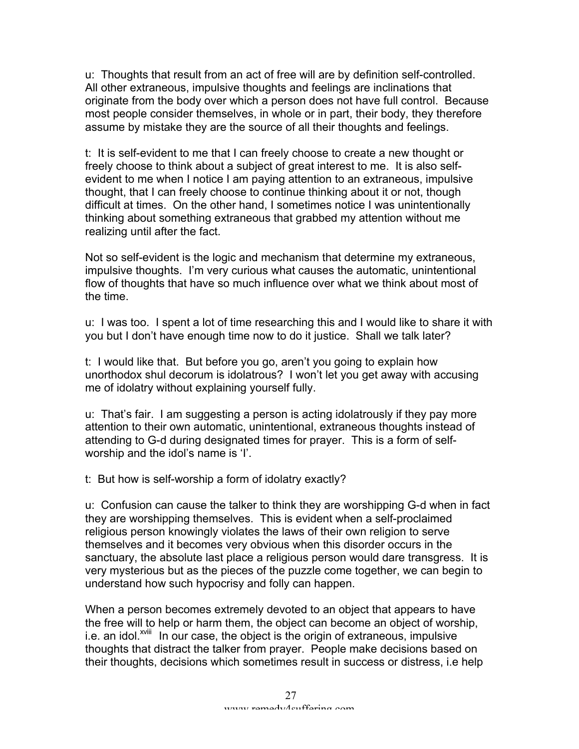u: Thoughts that result from an act of free will are by definition self-controlled. All other extraneous, impulsive thoughts and feelings are inclinations that originate from the body over which a person does not have full control. Because most people consider themselves, in whole or in part, their body, they therefore assume by mistake they are the source of all their thoughts and feelings.

t: It is self-evident to me that I can freely choose to create a new thought or freely choose to think about a subject of great interest to me. It is also self-evident to me when I notice I am paying attention to an extraneous, impulsive thought, that I can freely choose to continue thinking about it or not, though difficult at times. On the other hand, I sometimes notice I was unintentionally thinking about something extraneous that grabbed my attention without me realizing until after the fact.

Not so self-evident is the logic and mechanism that determine my extraneous, impulsive thoughts. I'm very curious what causes the automatic, unintentional flow of thoughts that have so much influence over what we think about most of the time.

u: I was too. I spent a lot of time researching this and I would like to share it with you but I don't have enough time now to do it justice. Shall we talk later?

t: I would like that. But before you go, aren't you going to explain how unorthodox shul decorum is idolatrous? I won't let you get away with accusing me of idolatry without explaining yourself fully.

u: That's fair. I am suggesting a person is acting idolatrously if they pay more attention to their own automatic, unintentional, extraneous thoughts instead of attending to G-d during designated times for prayer. This is a form of self-worship and the idol's name is 'I'.

t: But how is self-worship a form of idolatry exactly?

u: Confusion can cause the talker to think they are worshipping G-d when in fact they are worshipping themselves. This is evident when a self-proclaimed religious person knowingly violates the laws of their own religion to serve themselves and it becomes very obvious when this disorder occurs in the sanctuary, the absolute last place a religious person would dare transgress. It is very mysterious but as the pieces of the puzzle come together, we can begin to understand how such hypocrisy and folly can happen.

When a person becomes extremely devoted to an object that appears to have the free will to help or harm them, the object can become an object of worship, i.e. an idol.[xviii] In our case, the object is the origin of extraneous, impulsive thoughts that distract the talker from prayer. People make decisions based on their thoughts, decisions which sometimes result in success or distress, i.e help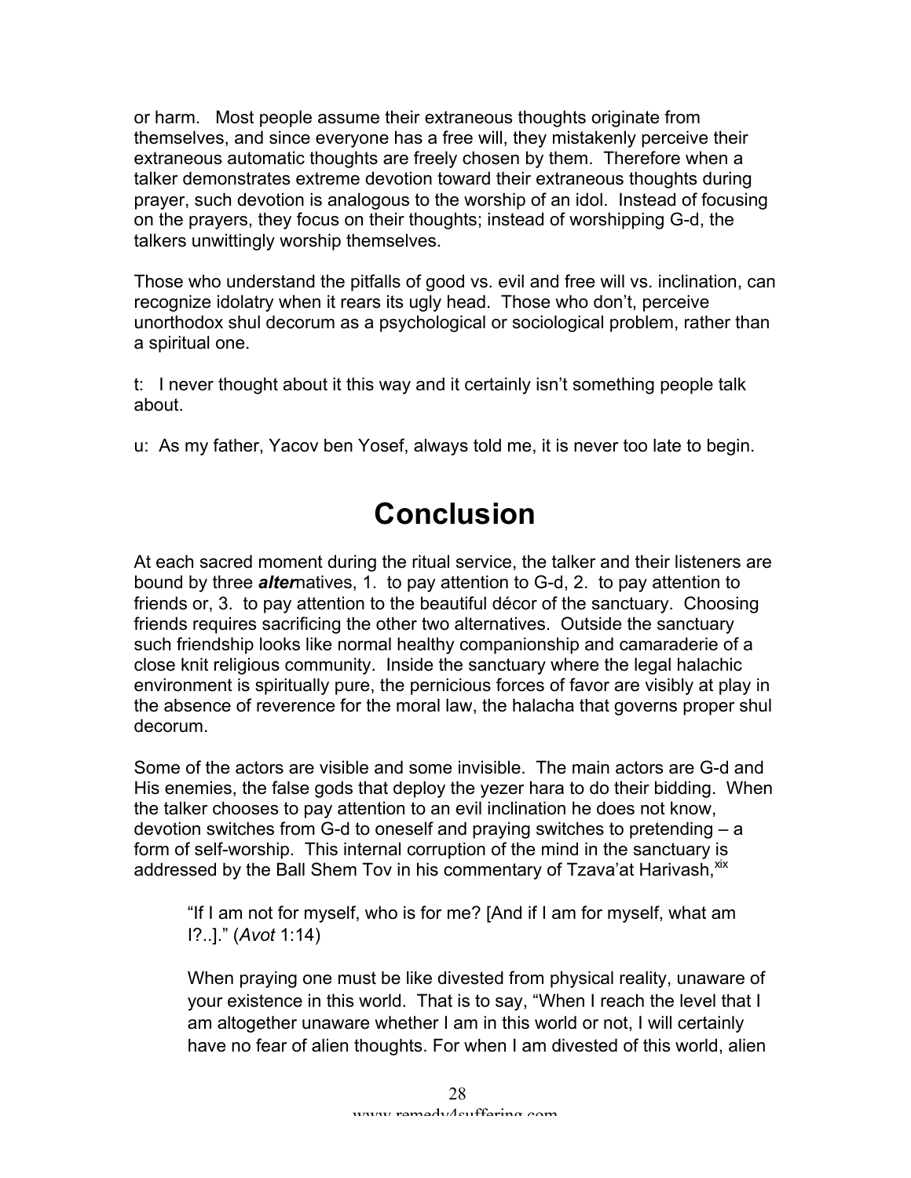or harm. Most people assume their extraneous thoughts originate from themselves, and since everyone has a free will, they mistakenly perceive their extraneous automatic thoughts are freely chosen by them. Therefore when a talker demonstrates extreme devotion toward their extraneous thoughts during prayer, such devotion is analogous to the worship of an idol. Instead of focusing on the prayers, they focus on their thoughts; instead of worshipping G-d, the talkers unwittingly worship themselves.

Those who understand the pitfalls of good vs. evil and free will vs. inclination, can recognize idolatry when it rears its ugly head. Those who don't, perceive unorthodox shul decorum as a psychological or sociological problem, rather than a spiritual one.

t: I never thought about it this way and it certainly isn't something people talk about.

u: As my father, Yacov ben Yosef, always told me, it is never too late to begin.

# Conclusion

At each sacred moment during the ritual service, the talker and their listeners are bound by three ***alter***natives, 1. to pay attention to G-d, 2. to pay attention to friends or, 3. to pay attention to the beautiful décor of the sanctuary. Choosing friends requires sacrificing the other two alternatives. Outside the sanctuary such friendship looks like normal healthy companionship and camaraderie of a close knit religious community. Inside the sanctuary where the legal halachic environment is spiritually pure, the pernicious forces of favor are visibly at play in the absence of reverence for the moral law, the halacha that governs proper shul decorum.

Some of the actors are visible and some invisible. The main actors are G-d and His enemies, the false gods that deploy the yezer hara to do their bidding. When the talker chooses to pay attention to an evil inclination he does not know, devotion switches from G-d to oneself and praying switches to pretending – a form of self-worship. This internal corruption of the mind in the sanctuary is addressed by the Ball Shem Tov in his commentary of Tzava'at Harivash,[xix]

> "If I am not for myself, who is for me? [And if I am for myself, what am I?..]." (*Avot* 1:14)
>
> When praying one must be like divested from physical reality, unaware of your existence in this world. That is to say, "When I reach the level that I am altogether unaware whether I am in this world or not, I will certainly have no fear of alien thoughts. For when I am divested of this world, alien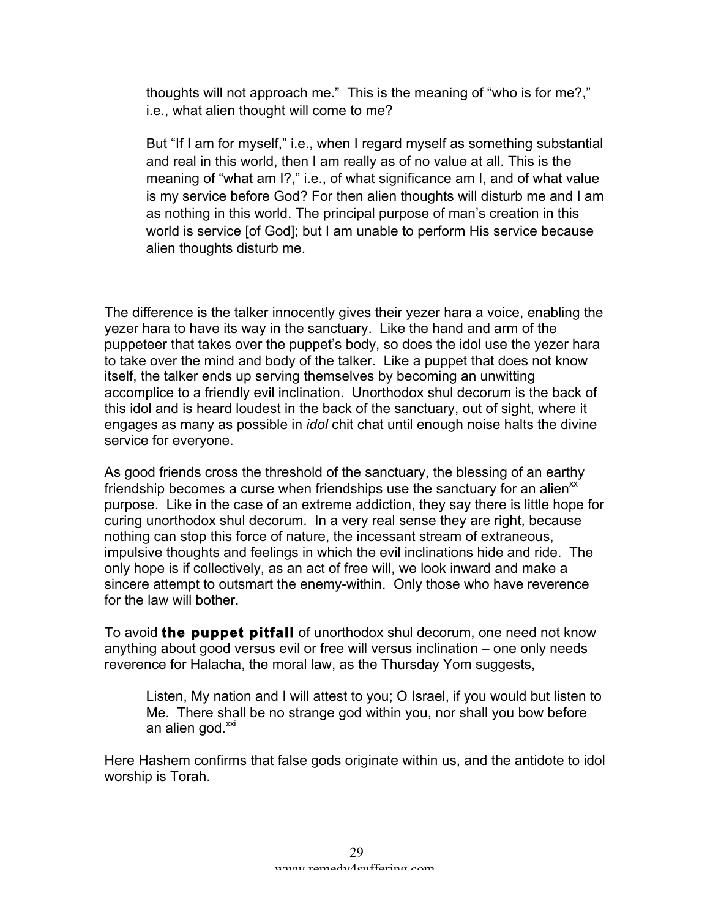> thoughts will not approach me." This is the meaning of "who is for me?," i.e., what alien thought will come to me?
>
> But "If I am for myself," i.e., when I regard myself as something substantial and real in this world, then I am really as of no value at all. This is the meaning of "what am I?," i.e., of what significance am I, and of what value is my service before God? For then alien thoughts will disturb me and I am as nothing in this world. The principal purpose of man's creation in this world is service [of God]; but I am unable to perform His service because alien thoughts disturb me.

The difference is the talker innocently gives their yezer hara a voice, enabling the yezer hara to have its way in the sanctuary. Like the hand and arm of the puppeteer that takes over the puppet's body, so does the idol use the yezer hara to take over the mind and body of the talker. Like a puppet that does not know itself, the talker ends up serving themselves by becoming an unwitting accomplice to a friendly evil inclination. Unorthodox shul decorum is the back of this idol and is heard loudest in the back of the sanctuary, out of sight, where it engages as many as possible in *idol* chit chat until enough noise halts the divine service for everyone.

As good friends cross the threshold of the sanctuary, the blessing of an earthy friendship becomes a curse when friendships use the sanctuary for an alien[xx] purpose. Like in the case of an extreme addiction, they say there is little hope for curing unorthodox shul decorum. In a very real sense they are right, because nothing can stop this force of nature, the incessant stream of extraneous, impulsive thoughts and feelings in which the evil inclinations hide and ride. The only hope is if collectively, as an act of free will, we look inward and make a sincere attempt to outsmart the enemy-within. Only those who have reverence for the law will bother.

To avoid **the puppet pitfall** of unorthodox shul decorum, one need not know anything about good versus evil or free will versus inclination – one only needs reverence for Halacha, the moral law, as the Thursday Yom suggests,

> Listen, My nation and I will attest to you; O Israel, if you would but listen to Me. There shall be no strange god within you, nor shall you bow before an alien god.[xxi]

Here Hashem confirms that false gods originate within us, and the antidote to idol worship is Torah.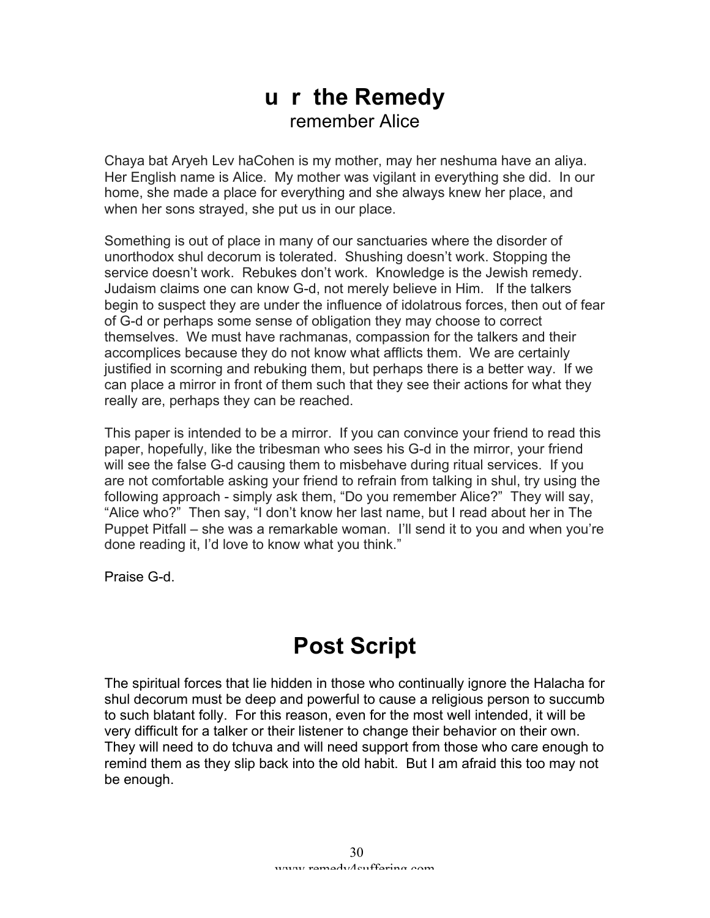# u r the Remedy

remember Alice

Chaya bat Aryeh Lev haCohen is my mother, may her neshuma have an aliya. Her English name is Alice. My mother was vigilant in everything she did. In our home, she made a place for everything and she always knew her place, and when her sons strayed, she put us in our place.

Something is out of place in many of our sanctuaries where the disorder of unorthodox shul decorum is tolerated. Shushing doesn't work. Stopping the service doesn't work. Rebukes don't work. Knowledge is the Jewish remedy. Judaism claims one can know G-d, not merely believe in Him. If the talkers begin to suspect they are under the influence of idolatrous forces, then out of fear of G-d or perhaps some sense of obligation they may choose to correct themselves. We must have rachmanas, compassion for the talkers and their accomplices because they do not know what afflicts them. We are certainly justified in scorning and rebuking them, but perhaps there is a better way. If we can place a mirror in front of them such that they see their actions for what they really are, perhaps they can be reached.

This paper is intended to be a mirror. If you can convince your friend to read this paper, hopefully, like the tribesman who sees his G-d in the mirror, your friend will see the false G-d causing them to misbehave during ritual services. If you are not comfortable asking your friend to refrain from talking in shul, try using the following approach - simply ask them, "Do you remember Alice?" They will say, "Alice who?" Then say, "I don't know her last name, but I read about her in The Puppet Pitfall – she was a remarkable woman. I'll send it to you and when you're done reading it, I'd love to know what you think."

Praise G-d.

# Post Script

The spiritual forces that lie hidden in those who continually ignore the Halacha for shul decorum must be deep and powerful to cause a religious person to succumb to such blatant folly. For this reason, even for the most well intended, it will be very difficult for a talker or their listener to change their behavior on their own. They will need to do tchuva and will need support from those who care enough to remind them as they slip back into the old habit. But I am afraid this too may not be enough.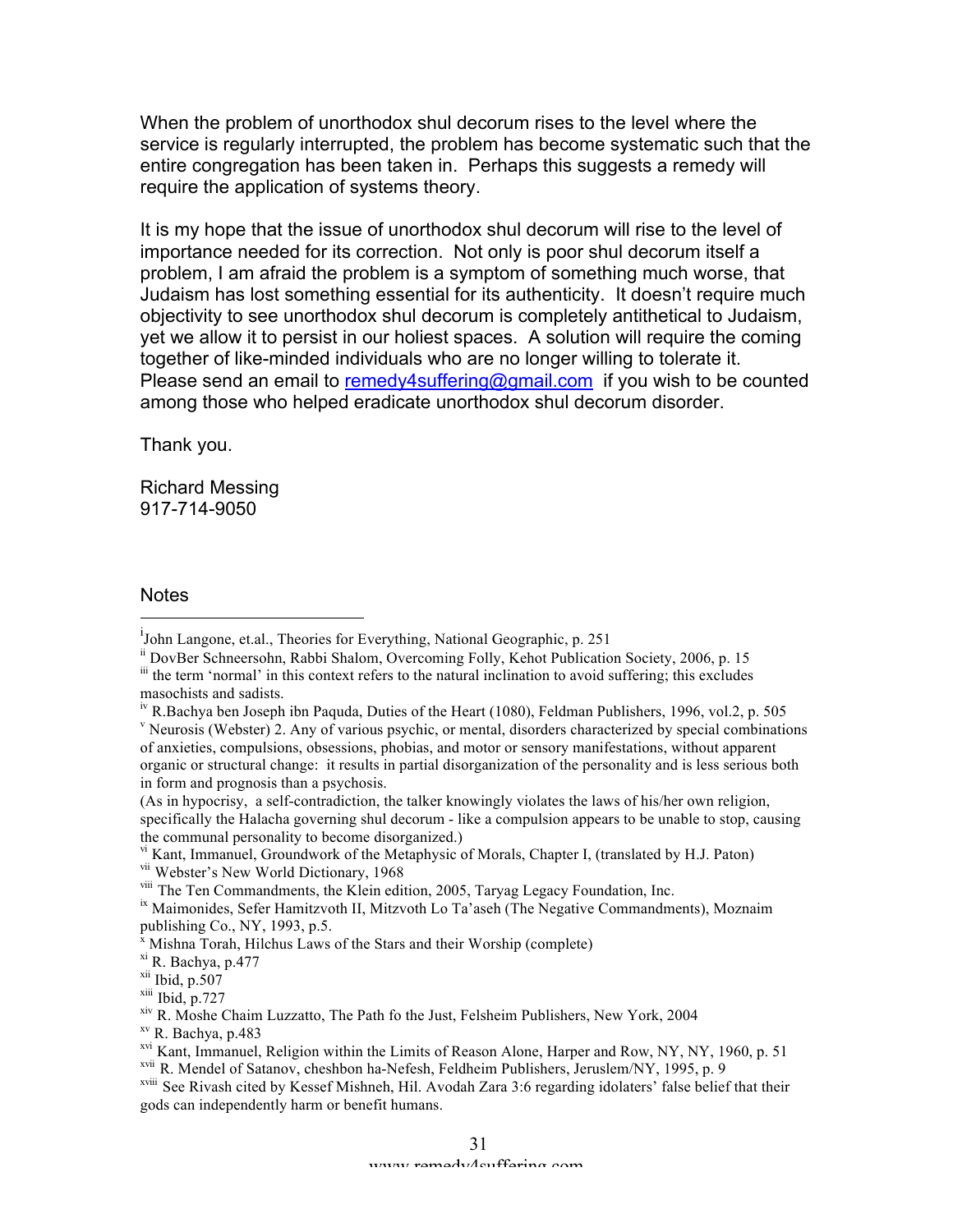When the problem of unorthodox shul decorum rises to the level where the service is regularly interrupted, the problem has become systematic such that the entire congregation has been taken in. Perhaps this suggests a remedy will require the application of systems theory.

It is my hope that the issue of unorthodox shul decorum will rise to the level of importance needed for its correction. Not only is poor shul decorum itself a problem, I am afraid the problem is a symptom of something much worse, that Judaism has lost something essential for its authenticity. It doesn't require much objectivity to see unorthodox shul decorum is completely antithetical to Judaism, yet we allow it to persist in our holiest spaces. A solution will require the coming together of like-minded individuals who are no longer willing to tolerate it. Please send an email to remedy4suffering@gmail.com if you wish to be counted among those who helped eradicate unorthodox shul decorum disorder.

Thank you.

Richard Messing
917-714-9050

## Notes

[i] John Langone, et.al., Theories for Everything, National Geographic, p. 251

[ii] DovBer Schneersohn, Rabbi Shalom, Overcoming Folly, Kehot Publication Society, 2006, p. 15

[iii] the term 'normal' in this context refers to the natural inclination to avoid suffering; this excludes masochists and sadists.

[iv] R.Bachya ben Joseph ibn Paquda, Duties of the Heart (1080), Feldman Publishers, 1996, vol.2, p. 505

[v] Neurosis (Webster) 2. Any of various psychic, or mental, disorders characterized by special combinations of anxieties, compulsions, obsessions, phobias, and motor or sensory manifestations, without apparent organic or structural change: it results in partial disorganization of the personality and is less serious both in form and prognosis than a psychosis.

(As in hypocrisy, a self-contradiction, the talker knowingly violates the laws of his/her own religion, specifically the Halacha governing shul decorum - like a compulsion appears to be unable to stop, causing the communal personality to become disorganized.)

[vi] Kant, Immanuel, Groundwork of the Metaphysic of Morals, Chapter I, (translated by H.J. Paton)

[vii] Webster's New World Dictionary, 1968

[viii] The Ten Commandments, the Klein edition, 2005, Taryag Legacy Foundation, Inc.

[ix] Maimonides, Sefer Hamitzvoth II, Mitzvoth Lo Ta'aseh (The Negative Commandments), Moznaim publishing Co., NY, 1993, p.5.

[x] Mishna Torah, Hilchus Laws of the Stars and their Worship (complete)

[xi] R. Bachya, p.477

[xii] Ibid, p.507

[xiii] Ibid, p.727

[xiv] R. Moshe Chaim Luzzatto, The Path fo the Just, Felsheim Publishers, New York, 2004

[xv] R. Bachya, p.483

[xvi] Kant, Immanuel, Religion within the Limits of Reason Alone, Harper and Row, NY, NY, 1960, p. 51

[xvii] R. Mendel of Satanov, cheshbon ha-Nefesh, Feldheim Publishers, Jeruslem/NY, 1995, p. 9

[xviii] See Rivash cited by Kessef Mishneh, Hil. Avodah Zara 3:6 regarding idolaters' false belief that their gods can independently harm or benefit humans.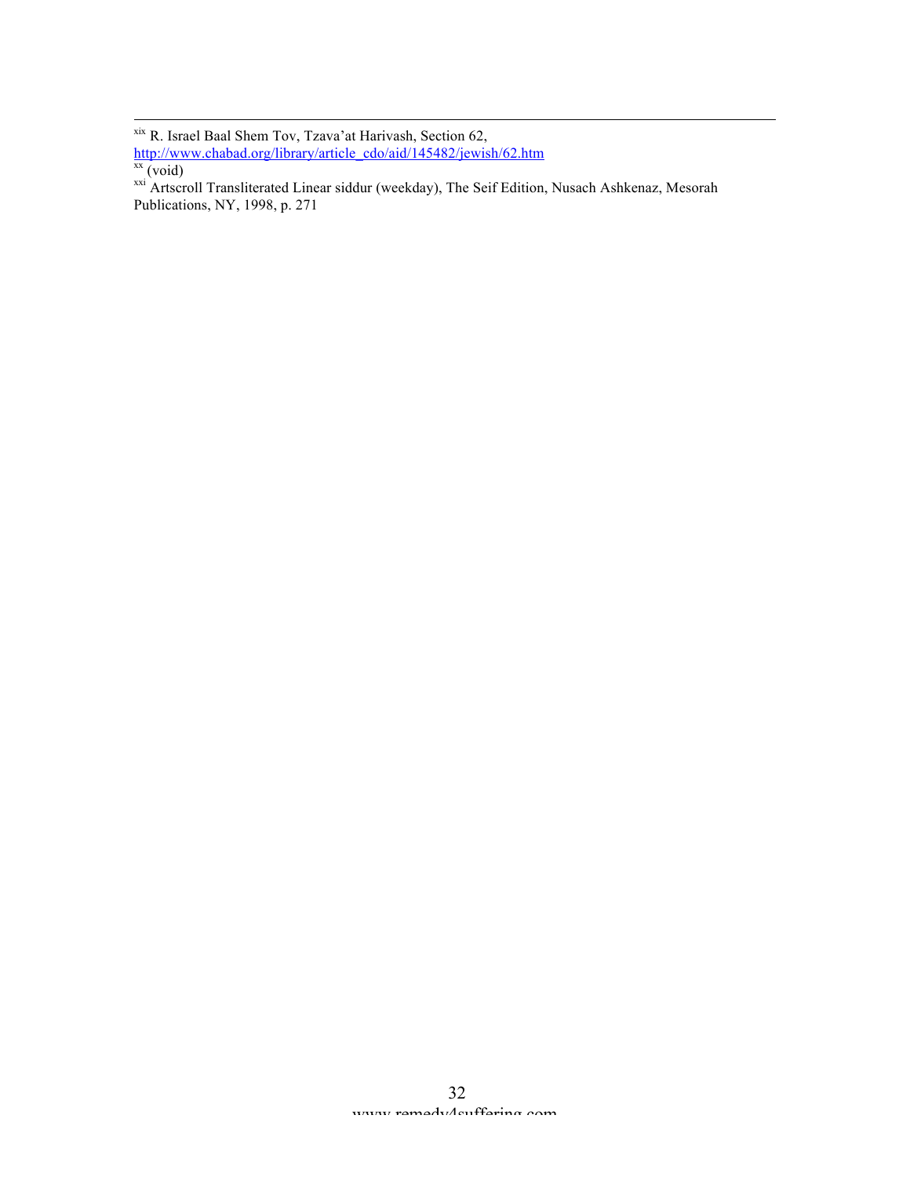---

[xix] R. Israel Baal Shem Tov, Tzava'at Harivash, Section 62, http://www.chabad.org/library/article_cdo/aid/145482/jewish/62.htm

[xx] (void)

[xxi] Artscroll Transliterated Linear siddur (weekday), The Seif Edition, Nusach Ashkenaz, Mesorah Publications, NY, 1998, p. 271